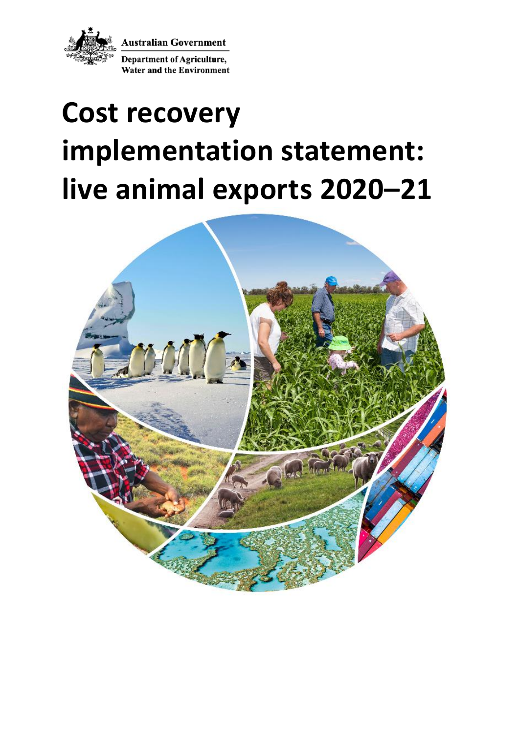Australian Government

Department of Agriculture, Water and the Environment

# Cost recovery implementation statement: live animal exports 2020–21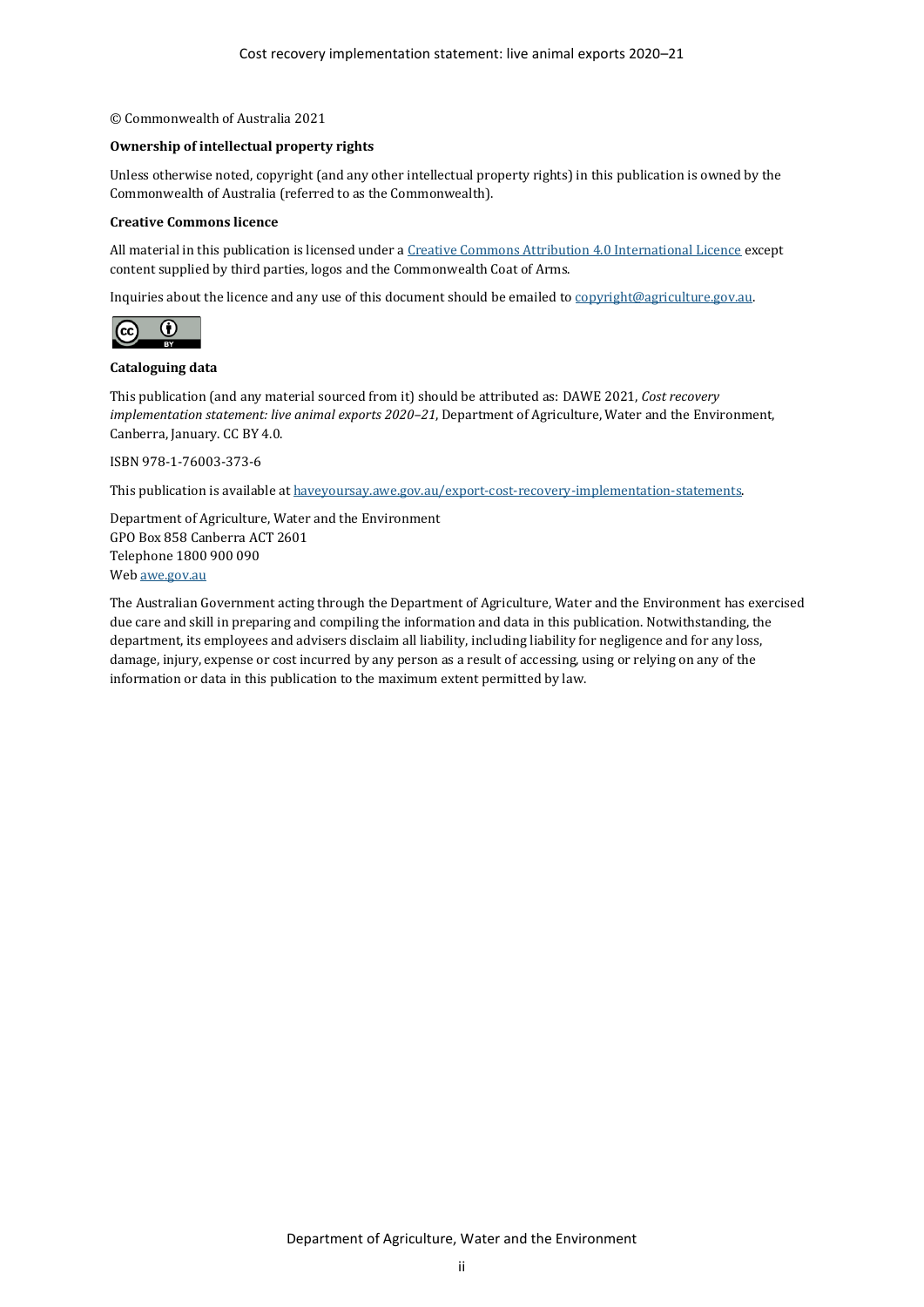© Commonwealth of Australia 2021

**Ownership of intellectual property rights**

Unless otherwise noted, copyright (and any other intellectual property rights) in this publication is owned by the Commonwealth of Australia (referred to as the Commonwealth).

**Creative Commons licence**

All material in this publication is licensed under a [Creative Commons Attribution 4.0 International Licence](https://creativecommons.org/licenses/by/4.0/) except content supplied by third parties, logos and the Commonwealth Coat of Arms.

Inquiries about the licence and any use of this document should be emailed to [copyright@agriculture.gov.au](mailto:copyright@agriculture.gov.au).

**Cataloguing data**

This publication (and any material sourced from it) should be attributed as: DAWE 2021, *Cost recovery implementation statement: live animal exports 2020–21*, Department of Agriculture, Water and the Environment, Canberra, January. CC BY 4.0.

ISBN 978-1-76003-373-6

This publication is available at [haveyoursay.awe.gov.au/export-cost-recovery-implementation-statements](https://haveyoursay.awe.gov.au/export-cost-recovery-implementation-statements).

Department of Agriculture, Water and the Environment
GPO Box 858 Canberra ACT 2601
Telephone 1800 900 090
Web [awe.gov.au](https://awe.gov.au)

The Australian Government acting through the Department of Agriculture, Water and the Environment has exercised due care and skill in preparing and compiling the information and data in this publication. Notwithstanding, the department, its employees and advisers disclaim all liability, including liability for negligence and for any loss, damage, injury, expense or cost incurred by any person as a result of accessing, using or relying on any of the information or data in this publication to the maximum extent permitted by law.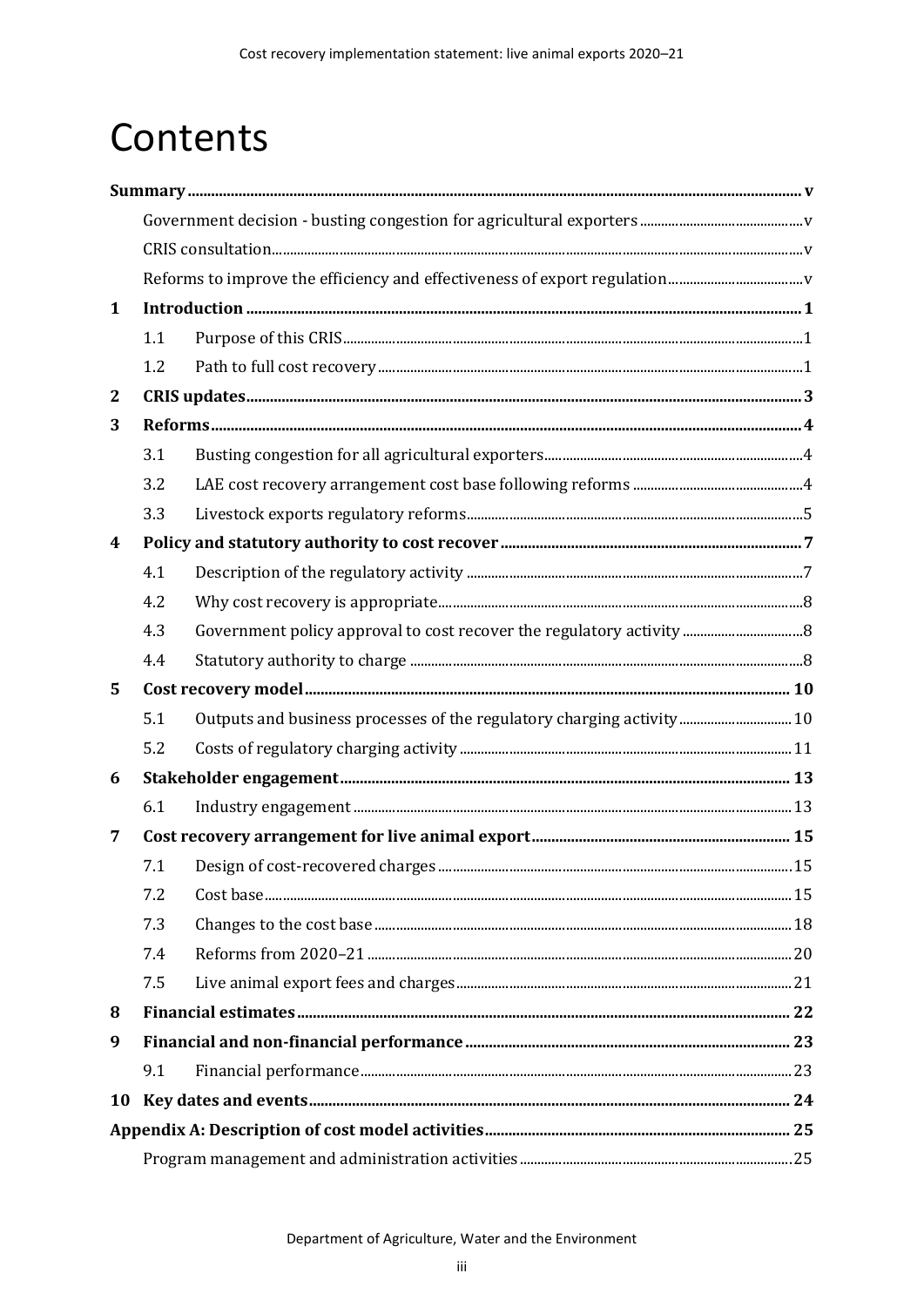# Contents

| | | | |
|---|---|---|---|
| **Summary** | | | **v** |
| | Government decision - busting congestion for agricultural exporters | | v |
| | CRIS consultation | | v |
| | Reforms to improve the efficiency and effectiveness of export regulation | | v |
| **1** | **Introduction** | | **1** |
| | 1.1 | Purpose of this CRIS | 1 |
| | 1.2 | Path to full cost recovery | 1 |
| **2** | **CRIS updates** | | **3** |
| **3** | **Reforms** | | **4** |
| | 3.1 | Busting congestion for all agricultural exporters | 4 |
| | 3.2 | LAE cost recovery arrangement cost base following reforms | 4 |
| | 3.3 | Livestock exports regulatory reforms | 5 |
| **4** | **Policy and statutory authority to cost recover** | | **7** |
| | 4.1 | Description of the regulatory activity | 7 |
| | 4.2 | Why cost recovery is appropriate | 8 |
| | 4.3 | Government policy approval to cost recover the regulatory activity | 8 |
| | 4.4 | Statutory authority to charge | 8 |
| **5** | **Cost recovery model** | | **10** |
| | 5.1 | Outputs and business processes of the regulatory charging activity | 10 |
| | 5.2 | Costs of regulatory charging activity | 11 |
| **6** | **Stakeholder engagement** | | **13** |
| | 6.1 | Industry engagement | 13 |
| **7** | **Cost recovery arrangement for live animal export** | | **15** |
| | 7.1 | Design of cost-recovered charges | 15 |
| | 7.2 | Cost base | 15 |
| | 7.3 | Changes to the cost base | 18 |
| | 7.4 | Reforms from 2020–21 | 20 |
| | 7.5 | Live animal export fees and charges | 21 |
| **8** | **Financial estimates** | | **22** |
| **9** | **Financial and non-financial performance** | | **23** |
| | 9.1 | Financial performance | 23 |
| **10** | **Key dates and events** | | **24** |
| **Appendix A: Description of cost model activities** | | | **25** |
| | Program management and administration activities | | 25 |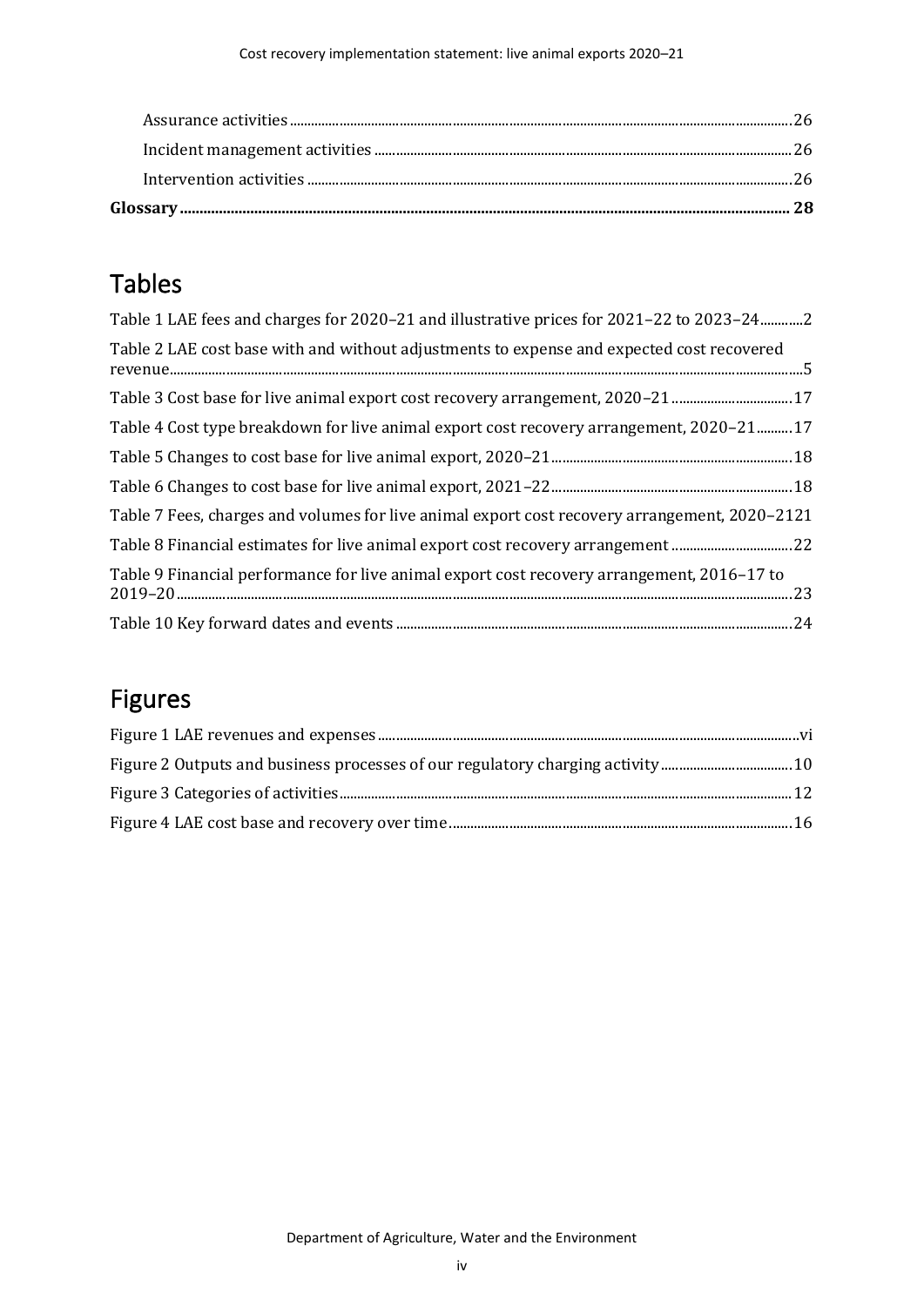Assurance activities ........................................................................................................................................26

Incident management activities ...................................................................................................................26

Intervention activities ...................................................................................................................................26

**Glossary ................................................................................................................................................................ 28**

## Tables

Table 1 LAE fees and charges for 2020–21 and illustrative prices for 2021–22 to 2023–24............2

Table 2 LAE cost base with and without adjustments to expense and expected cost recovered revenue......................................................................................................................................................................5

Table 3 Cost base for live animal export cost recovery arrangement, 2020–21..................................17

Table 4 Cost type breakdown for live animal export cost recovery arrangement, 2020–21..........17

Table 5 Changes to cost base for live animal export, 2020–21....................................................................18

Table 6 Changes to cost base for live animal export, 2021–22....................................................................18

Table 7 Fees, charges and volumes for live animal export cost recovery arrangement, 2020–2121

Table 8 Financial estimates for live animal export cost recovery arrangement ...................................22

Table 9 Financial performance for live animal export cost recovery arrangement, 2016–17 to 2019–20...............................................................................................................................................................23

Table 10 Key forward dates and events ................................................................................................................24

## Figures

Figure 1 LAE revenues and expenses.........................................................................................................................vi

Figure 2 Outputs and business processes of our regulatory charging activity.....................................10

Figure 3 Categories of activities................................................................................................................................12

Figure 4 LAE cost base and recovery over time...................................................................................................16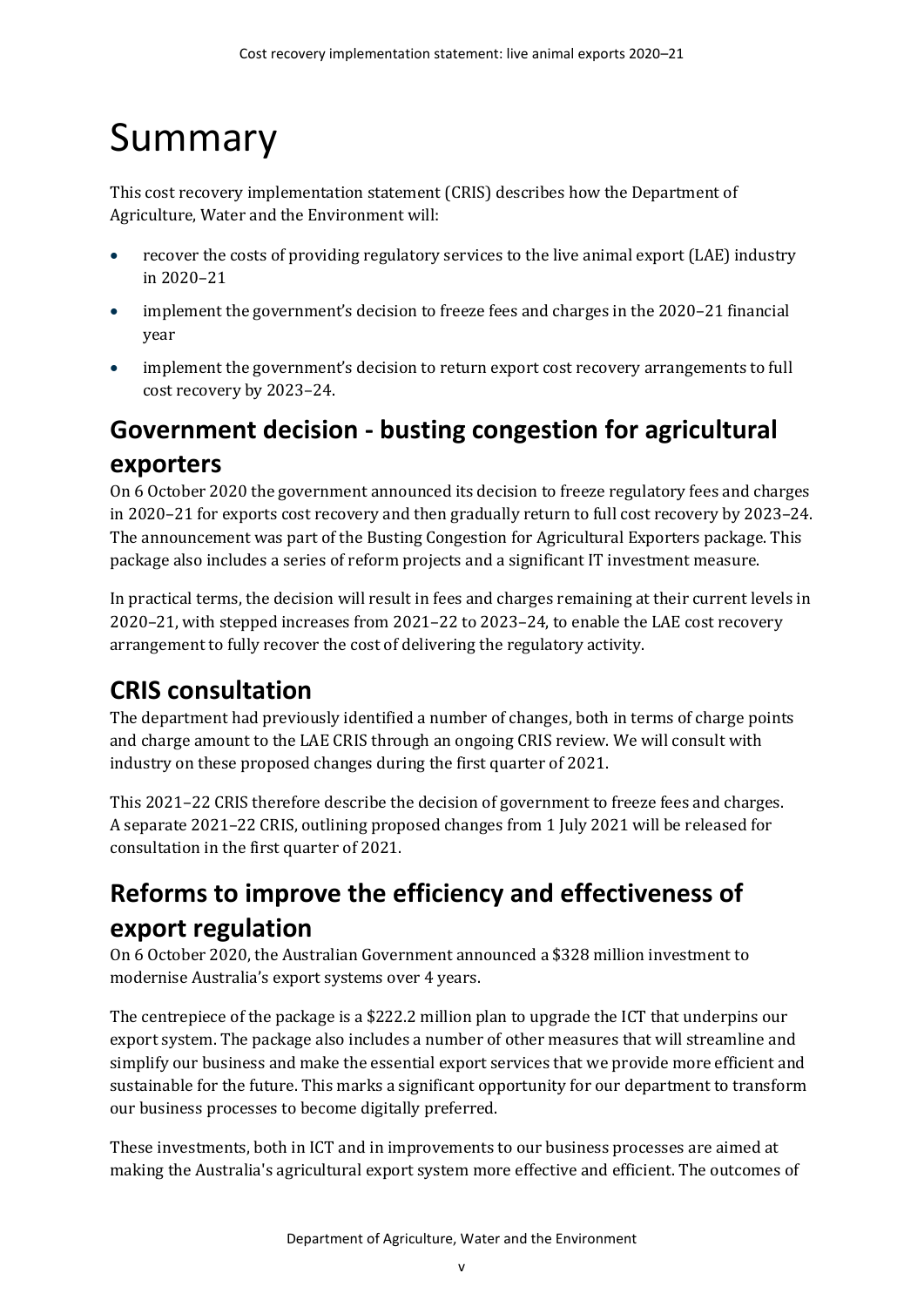# Summary

This cost recovery implementation statement (CRIS) describes how the Department of Agriculture, Water and the Environment will:

- recover the costs of providing regulatory services to the live animal export (LAE) industry in 2020–21
- implement the government's decision to freeze fees and charges in the 2020–21 financial year
- implement the government's decision to return export cost recovery arrangements to full cost recovery by 2023–24.

## Government decision - busting congestion for agricultural exporters

On 6 October 2020 the government announced its decision to freeze regulatory fees and charges in 2020–21 for exports cost recovery and then gradually return to full cost recovery by 2023–24. The announcement was part of the Busting Congestion for Agricultural Exporters package. This package also includes a series of reform projects and a significant IT investment measure.

In practical terms, the decision will result in fees and charges remaining at their current levels in 2020–21, with stepped increases from 2021–22 to 2023–24, to enable the LAE cost recovery arrangement to fully recover the cost of delivering the regulatory activity.

## CRIS consultation

The department had previously identified a number of changes, both in terms of charge points and charge amount to the LAE CRIS through an ongoing CRIS review. We will consult with industry on these proposed changes during the first quarter of 2021.

This 2021–22 CRIS therefore describe the decision of government to freeze fees and charges. A separate 2021–22 CRIS, outlining proposed changes from 1 July 2021 will be released for consultation in the first quarter of 2021.

## Reforms to improve the efficiency and effectiveness of export regulation

On 6 October 2020, the Australian Government announced a $328 million investment to modernise Australia's export systems over 4 years.

The centrepiece of the package is a $222.2 million plan to upgrade the ICT that underpins our export system. The package also includes a number of other measures that will streamline and simplify our business and make the essential export services that we provide more efficient and sustainable for the future. This marks a significant opportunity for our department to transform our business processes to become digitally preferred.

These investments, both in ICT and in improvements to our business processes are aimed at making the Australia's agricultural export system more effective and efficient. The outcomes of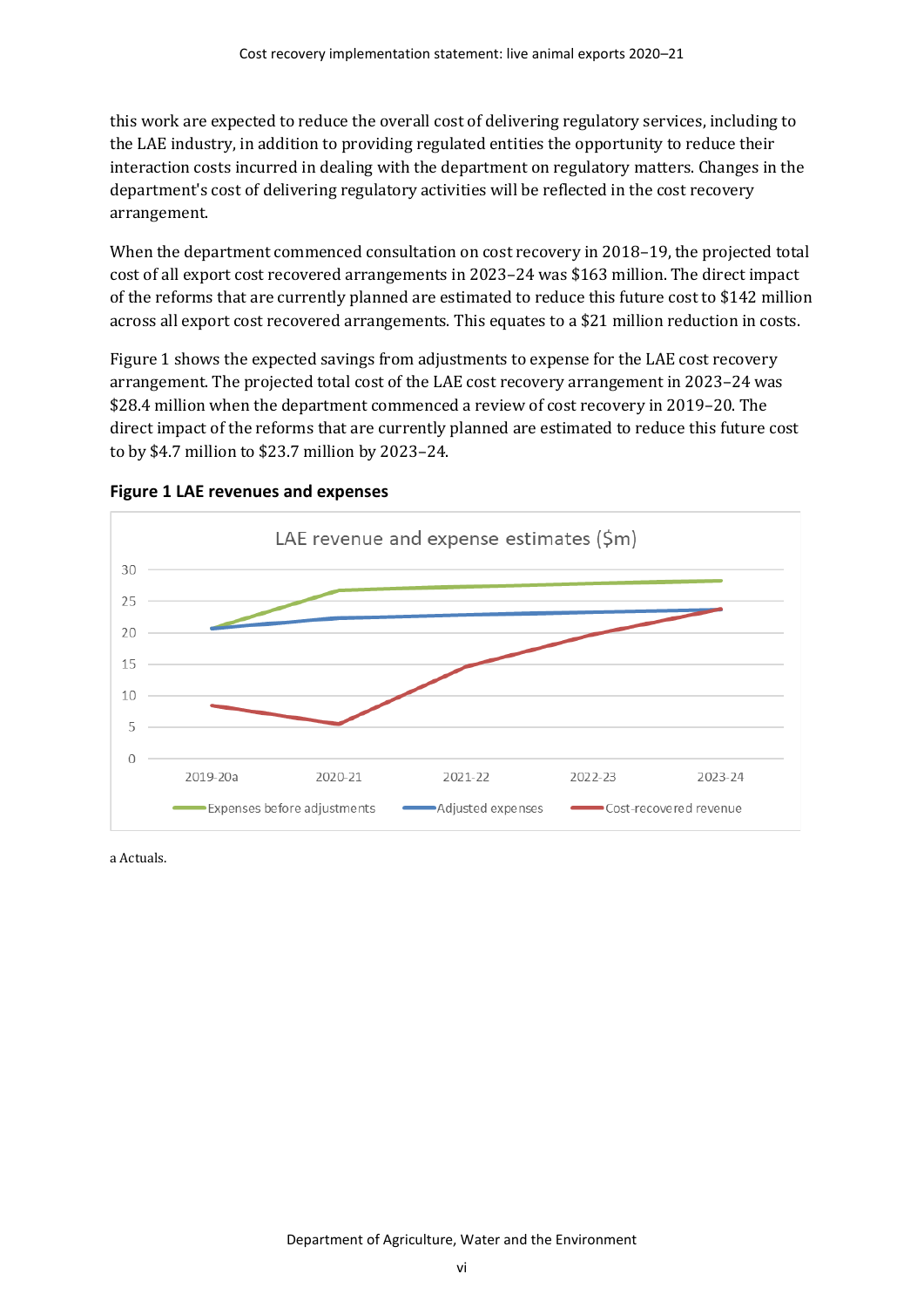this work are expected to reduce the overall cost of delivering regulatory services, including to the LAE industry, in addition to providing regulated entities the opportunity to reduce their interaction costs incurred in dealing with the department on regulatory matters. Changes in the department's cost of delivering regulatory activities will be reflected in the cost recovery arrangement.

When the department commenced consultation on cost recovery in 2018–19, the projected total cost of all export cost recovered arrangements in 2023–24 was $163 million. The direct impact of the reforms that are currently planned are estimated to reduce this future cost to $142 million across all export cost recovered arrangements. This equates to a $21 million reduction in costs.

Figure 1 shows the expected savings from adjustments to expense for the LAE cost recovery arrangement. The projected total cost of the LAE cost recovery arrangement in 2023–24 was $28.4 million when the department commenced a review of cost recovery in 2019–20. The direct impact of the reforms that are currently planned are estimated to reduce this future cost to by $4.7 million to $23.7 million by 2023–24.

**Figure 1 LAE revenues and expenses**

LAE revenue and expense estimates ($m)

Legend: Expenses before adjustments; Adjusted expenses; Cost-recovered revenue

X-axis: 2019-20a, 2020-21, 2021-22, 2022-23, 2023-24

Y-axis: 0, 5, 10, 15, 20, 25, 30

a Actuals.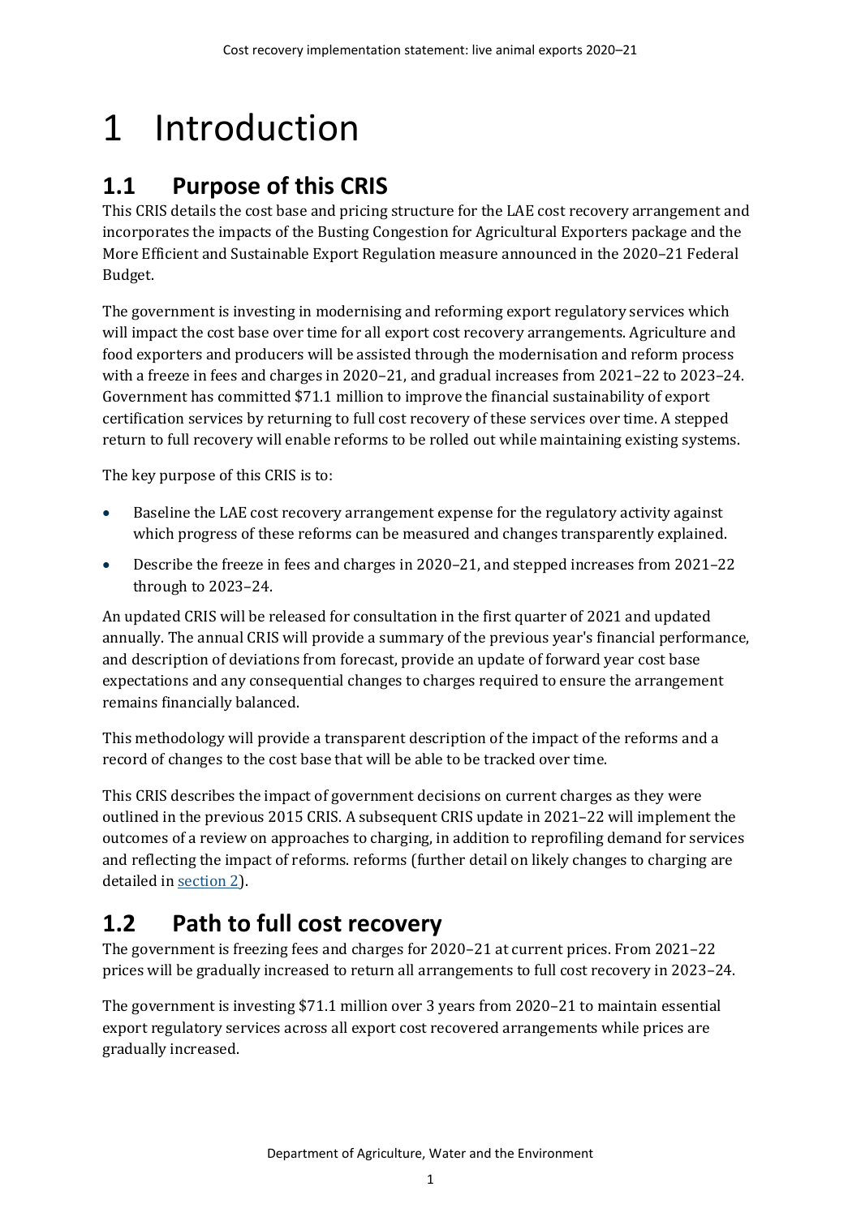# 1 Introduction

## 1.1 Purpose of this CRIS

This CRIS details the cost base and pricing structure for the LAE cost recovery arrangement and incorporates the impacts of the Busting Congestion for Agricultural Exporters package and the More Efficient and Sustainable Export Regulation measure announced in the 2020–21 Federal Budget.

The government is investing in modernising and reforming export regulatory services which will impact the cost base over time for all export cost recovery arrangements. Agriculture and food exporters and producers will be assisted through the modernisation and reform process with a freeze in fees and charges in 2020–21, and gradual increases from 2021–22 to 2023–24. Government has committed $71.1 million to improve the financial sustainability of export certification services by returning to full cost recovery of these services over time. A stepped return to full recovery will enable reforms to be rolled out while maintaining existing systems.

The key purpose of this CRIS is to:

- Baseline the LAE cost recovery arrangement expense for the regulatory activity against which progress of these reforms can be measured and changes transparently explained.
- Describe the freeze in fees and charges in 2020–21, and stepped increases from 2021–22 through to 2023–24.

An updated CRIS will be released for consultation in the first quarter of 2021 and updated annually. The annual CRIS will provide a summary of the previous year's financial performance, and description of deviations from forecast, provide an update of forward year cost base expectations and any consequential changes to charges required to ensure the arrangement remains financially balanced.

This methodology will provide a transparent description of the impact of the reforms and a record of changes to the cost base that will be able to be tracked over time.

This CRIS describes the impact of government decisions on current charges as they were outlined in the previous 2015 CRIS. A subsequent CRIS update in 2021–22 will implement the outcomes of a review on approaches to charging, in addition to reprofiling demand for services and reflecting the impact of reforms. reforms (further detail on likely changes to charging are detailed in section 2).

## 1.2 Path to full cost recovery

The government is freezing fees and charges for 2020–21 at current prices. From 2021–22 prices will be gradually increased to return all arrangements to full cost recovery in 2023–24.

The government is investing $71.1 million over 3 years from 2020–21 to maintain essential export regulatory services across all export cost recovered arrangements while prices are gradually increased.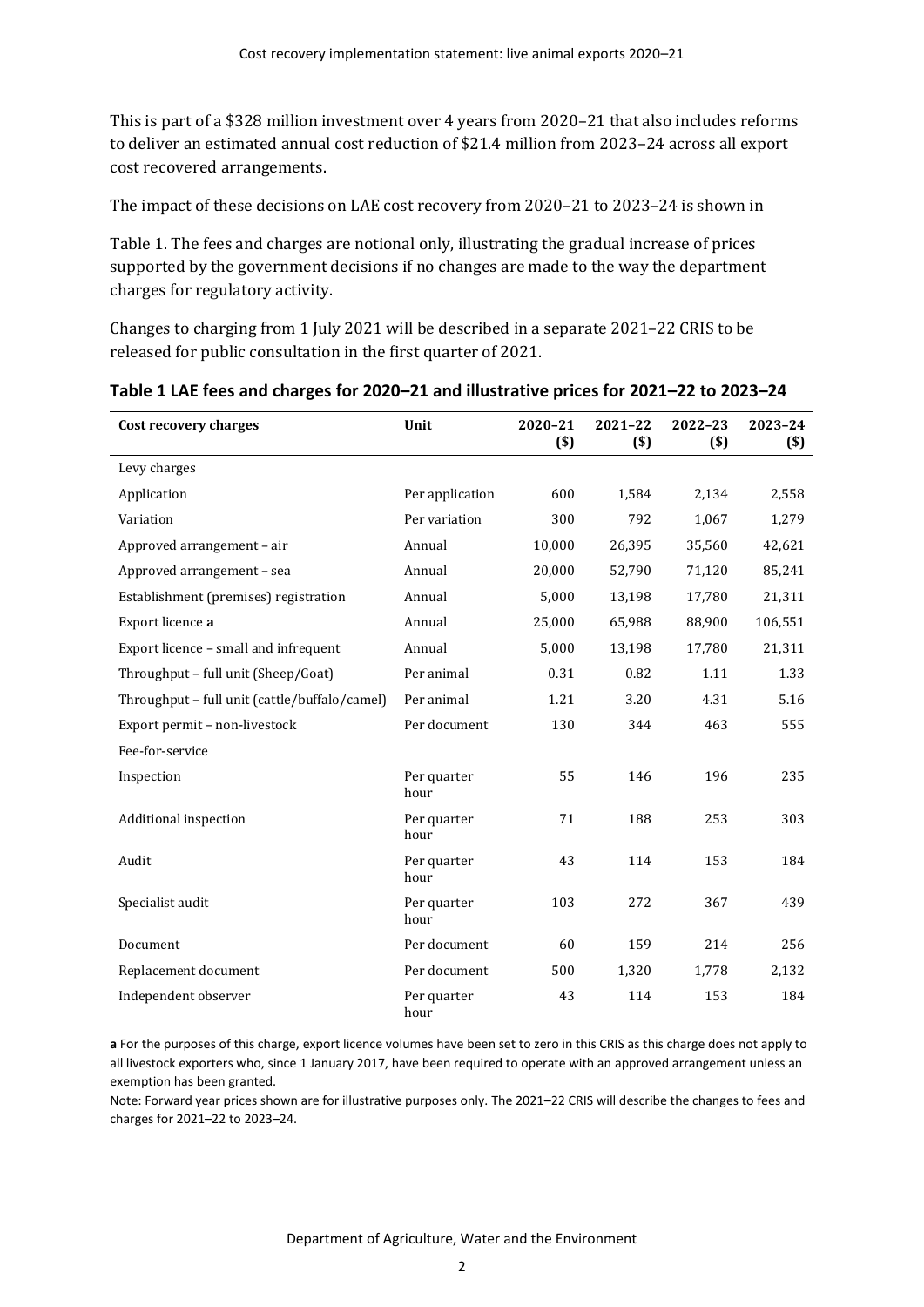This is part of a $328 million investment over 4 years from 2020–21 that also includes reforms to deliver an estimated annual cost reduction of $21.4 million from 2023–24 across all export cost recovered arrangements.

The impact of these decisions on LAE cost recovery from 2020–21 to 2023–24 is shown in

Table 1. The fees and charges are notional only, illustrating the gradual increase of prices supported by the government decisions if no changes are made to the way the department charges for regulatory activity.

Changes to charging from 1 July 2021 will be described in a separate 2021–22 CRIS to be released for public consultation in the first quarter of 2021.

**Table 1 LAE fees and charges for 2020–21 and illustrative prices for 2021–22 to 2023–24**

| Cost recovery charges | Unit | 2020–21 ($) | 2021–22 ($) | 2022–23 ($) | 2023–24 ($) |
|---|---|---|---|---|---|
| Levy charges | | | | | |
| Application | Per application | 600 | 1,584 | 2,134 | 2,558 |
| Variation | Per variation | 300 | 792 | 1,067 | 1,279 |
| Approved arrangement – air | Annual | 10,000 | 26,395 | 35,560 | 42,621 |
| Approved arrangement – sea | Annual | 20,000 | 52,790 | 71,120 | 85,241 |
| Establishment (premises) registration | Annual | 5,000 | 13,198 | 17,780 | 21,311 |
| Export licence **a** | Annual | 25,000 | 65,988 | 88,900 | 106,551 |
| Export licence – small and infrequent | Annual | 5,000 | 13,198 | 17,780 | 21,311 |
| Throughput – full unit (Sheep/Goat) | Per animal | 0.31 | 0.82 | 1.11 | 1.33 |
| Throughput – full unit (cattle/buffalo/camel) | Per animal | 1.21 | 3.20 | 4.31 | 5.16 |
| Export permit – non-livestock | Per document | 130 | 344 | 463 | 555 |
| Fee-for-service | | | | | |
| Inspection | Per quarter hour | 55 | 146 | 196 | 235 |
| Additional inspection | Per quarter hour | 71 | 188 | 253 | 303 |
| Audit | Per quarter hour | 43 | 114 | 153 | 184 |
| Specialist audit | Per quarter hour | 103 | 272 | 367 | 439 |
| Document | Per document | 60 | 159 | 214 | 256 |
| Replacement document | Per document | 500 | 1,320 | 1,778 | 2,132 |
| Independent observer | Per quarter hour | 43 | 114 | 153 | 184 |

**a** For the purposes of this charge, export licence volumes have been set to zero in this CRIS as this charge does not apply to all livestock exporters who, since 1 January 2017, have been required to operate with an approved arrangement unless an exemption has been granted.

Note: Forward year prices shown are for illustrative purposes only. The 2021–22 CRIS will describe the changes to fees and charges for 2021–22 to 2023–24.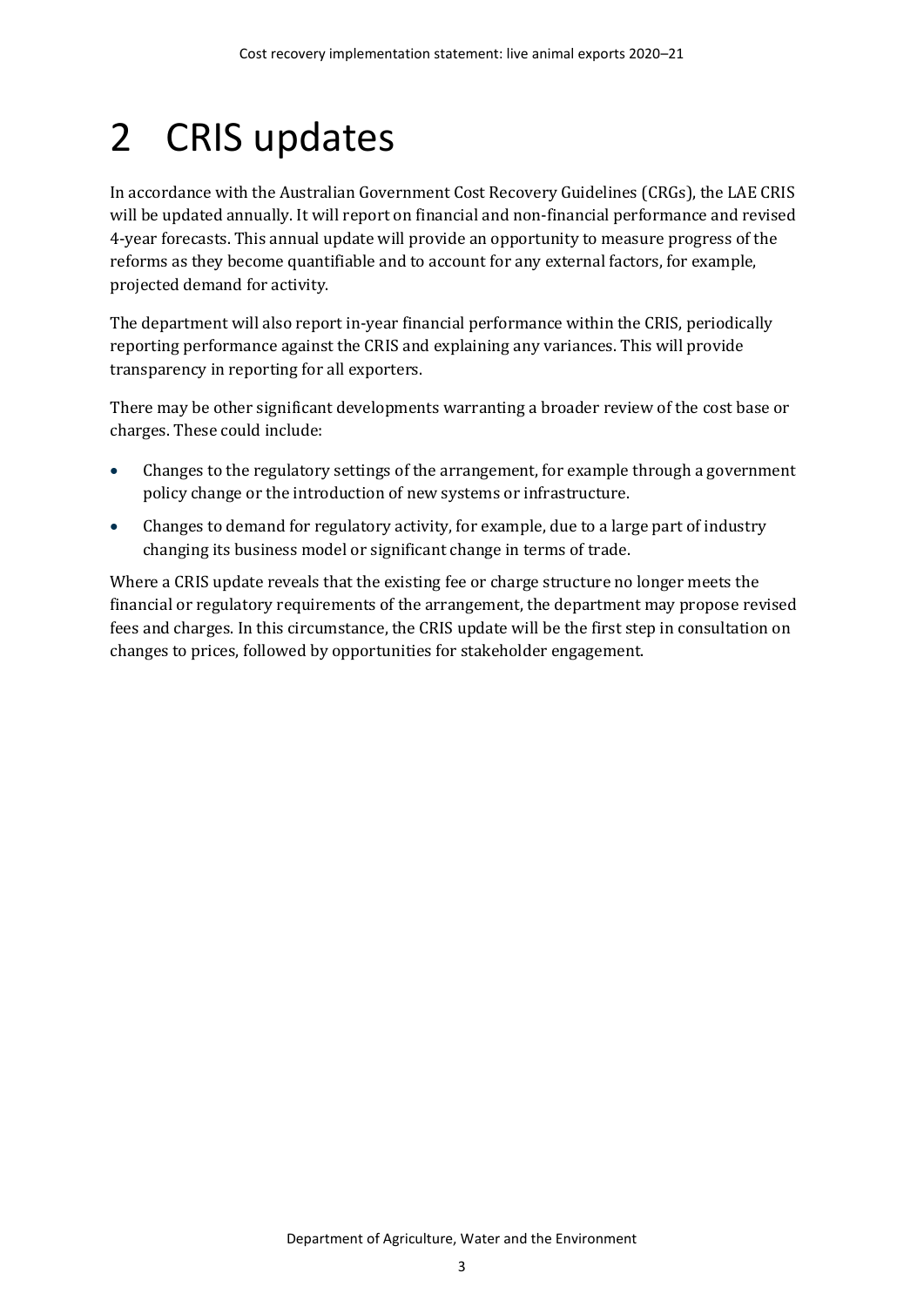# 2 CRIS updates

In accordance with the Australian Government Cost Recovery Guidelines (CRGs), the LAE CRIS will be updated annually. It will report on financial and non-financial performance and revised 4-year forecasts. This annual update will provide an opportunity to measure progress of the reforms as they become quantifiable and to account for any external factors, for example, projected demand for activity.

The department will also report in-year financial performance within the CRIS, periodically reporting performance against the CRIS and explaining any variances. This will provide transparency in reporting for all exporters.

There may be other significant developments warranting a broader review of the cost base or charges. These could include:

- Changes to the regulatory settings of the arrangement, for example through a government policy change or the introduction of new systems or infrastructure.
- Changes to demand for regulatory activity, for example, due to a large part of industry changing its business model or significant change in terms of trade.

Where a CRIS update reveals that the existing fee or charge structure no longer meets the financial or regulatory requirements of the arrangement, the department may propose revised fees and charges. In this circumstance, the CRIS update will be the first step in consultation on changes to prices, followed by opportunities for stakeholder engagement.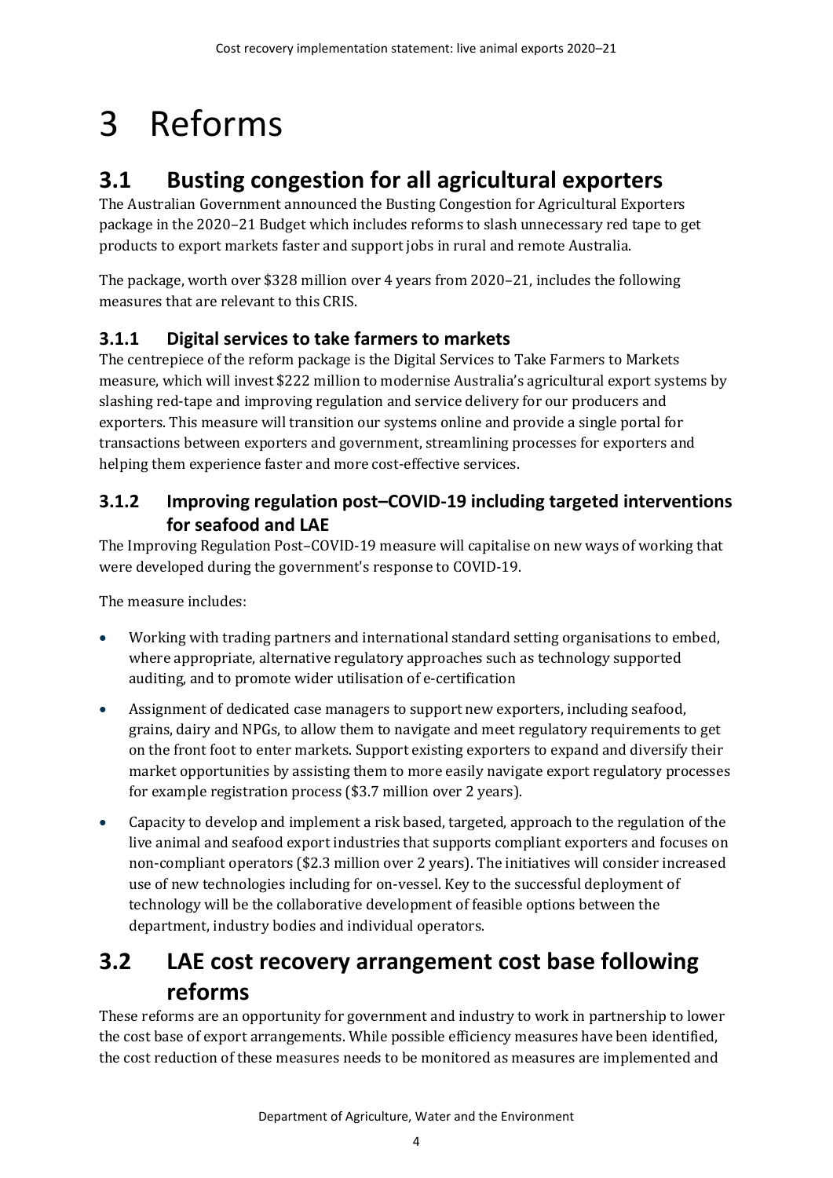# 3 Reforms

## 3.1 Busting congestion for all agricultural exporters

The Australian Government announced the Busting Congestion for Agricultural Exporters package in the 2020–21 Budget which includes reforms to slash unnecessary red tape to get products to export markets faster and support jobs in rural and remote Australia.

The package, worth over $328 million over 4 years from 2020–21, includes the following measures that are relevant to this CRIS.

### 3.1.1 Digital services to take farmers to markets

The centrepiece of the reform package is the Digital Services to Take Farmers to Markets measure, which will invest $222 million to modernise Australia's agricultural export systems by slashing red-tape and improving regulation and service delivery for our producers and exporters. This measure will transition our systems online and provide a single portal for transactions between exporters and government, streamlining processes for exporters and helping them experience faster and more cost-effective services.

### 3.1.2 Improving regulation post–COVID-19 including targeted interventions for seafood and LAE

The Improving Regulation Post–COVID-19 measure will capitalise on new ways of working that were developed during the government's response to COVID-19.

The measure includes:

- Working with trading partners and international standard setting organisations to embed, where appropriate, alternative regulatory approaches such as technology supported auditing, and to promote wider utilisation of e-certification
- Assignment of dedicated case managers to support new exporters, including seafood, grains, dairy and NPGs, to allow them to navigate and meet regulatory requirements to get on the front foot to enter markets. Support existing exporters to expand and diversify their market opportunities by assisting them to more easily navigate export regulatory processes for example registration process ($3.7 million over 2 years).
- Capacity to develop and implement a risk based, targeted, approach to the regulation of the live animal and seafood export industries that supports compliant exporters and focuses on non-compliant operators ($2.3 million over 2 years). The initiatives will consider increased use of new technologies including for on-vessel. Key to the successful deployment of technology will be the collaborative development of feasible options between the department, industry bodies and individual operators.

## 3.2 LAE cost recovery arrangement cost base following reforms

These reforms are an opportunity for government and industry to work in partnership to lower the cost base of export arrangements. While possible efficiency measures have been identified, the cost reduction of these measures needs to be monitored as measures are implemented and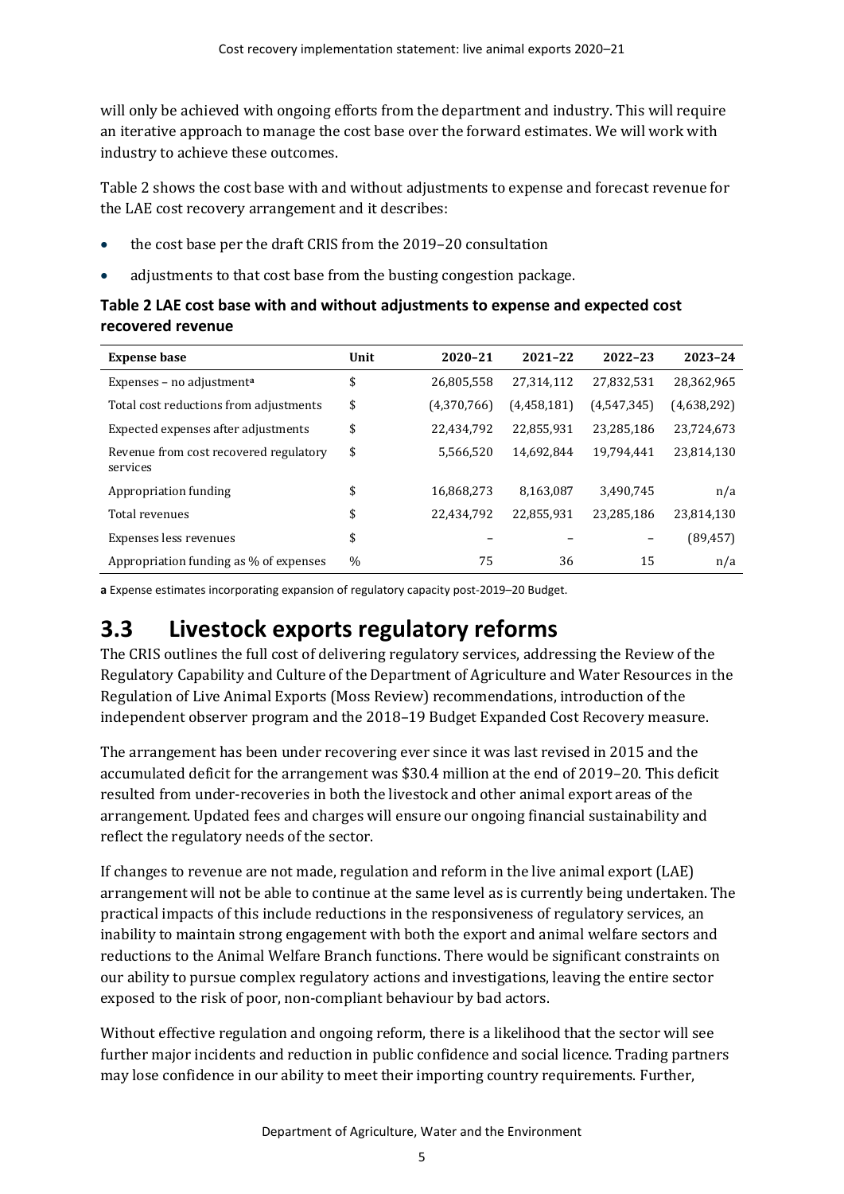will only be achieved with ongoing efforts from the department and industry. This will require an iterative approach to manage the cost base over the forward estimates. We will work with industry to achieve these outcomes.

Table 2 shows the cost base with and without adjustments to expense and forecast revenue for the LAE cost recovery arrangement and it describes:

- the cost base per the draft CRIS from the 2019–20 consultation
- adjustments to that cost base from the busting congestion package.

**Table 2 LAE cost base with and without adjustments to expense and expected cost recovered revenue**

| Expense base | Unit | 2020–21 | 2021–22 | 2022–23 | 2023–24 |
|---|---|---|---|---|---|
| Expenses – no adjustment[a] | $ | 26,805,558 | 27,314,112 | 27,832,531 | 28,362,965 |
| Total cost reductions from adjustments | $ | (4,370,766) | (4,458,181) | (4,547,345) | (4,638,292) |
| Expected expenses after adjustments | $ | 22,434,792 | 22,855,931 | 23,285,186 | 23,724,673 |
| Revenue from cost recovered regulatory services | $ | 5,566,520 | 14,692,844 | 19,794,441 | 23,814,130 |
| Appropriation funding | $ | 16,868,273 | 8,163,087 | 3,490,745 | n/a |
| Total revenues | $ | 22,434,792 | 22,855,931 | 23,285,186 | 23,814,130 |
| Expenses less revenues | $ | – | – | – | (89,457) |
| Appropriation funding as % of expenses | % | 75 | 36 | 15 | n/a |

**a** Expense estimates incorporating expansion of regulatory capacity post-2019–20 Budget.

## 3.3 Livestock exports regulatory reforms

The CRIS outlines the full cost of delivering regulatory services, addressing the Review of the Regulatory Capability and Culture of the Department of Agriculture and Water Resources in the Regulation of Live Animal Exports (Moss Review) recommendations, introduction of the independent observer program and the 2018–19 Budget Expanded Cost Recovery measure.

The arrangement has been under recovering ever since it was last revised in 2015 and the accumulated deficit for the arrangement was $30.4 million at the end of 2019–20. This deficit resulted from under-recoveries in both the livestock and other animal export areas of the arrangement. Updated fees and charges will ensure our ongoing financial sustainability and reflect the regulatory needs of the sector.

If changes to revenue are not made, regulation and reform in the live animal export (LAE) arrangement will not be able to continue at the same level as is currently being undertaken. The practical impacts of this include reductions in the responsiveness of regulatory services, an inability to maintain strong engagement with both the export and animal welfare sectors and reductions to the Animal Welfare Branch functions. There would be significant constraints on our ability to pursue complex regulatory actions and investigations, leaving the entire sector exposed to the risk of poor, non-compliant behaviour by bad actors.

Without effective regulation and ongoing reform, there is a likelihood that the sector will see further major incidents and reduction in public confidence and social licence. Trading partners may lose confidence in our ability to meet their importing country requirements. Further,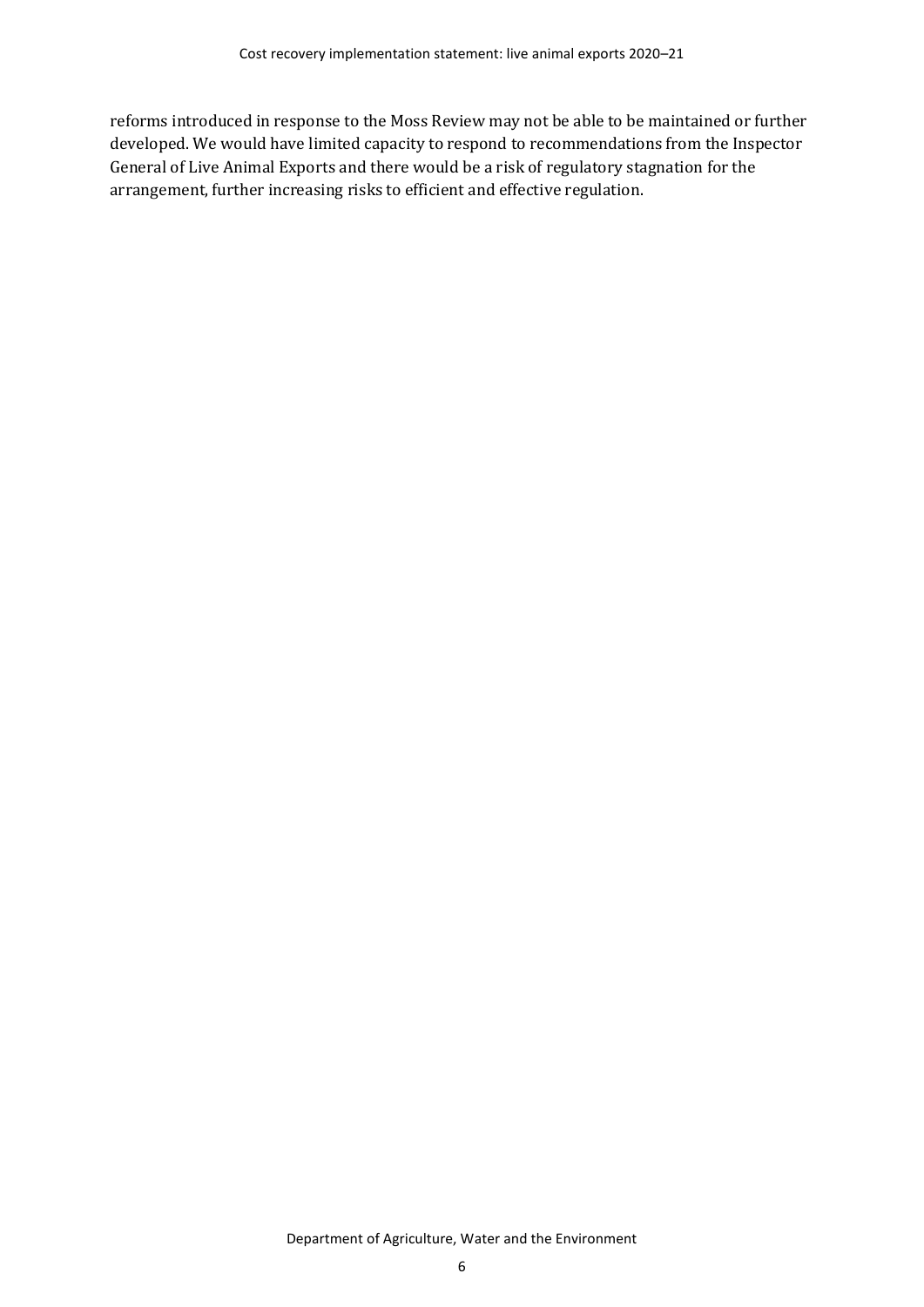reforms introduced in response to the Moss Review may not be able to be maintained or further developed. We would have limited capacity to respond to recommendations from the Inspector General of Live Animal Exports and there would be a risk of regulatory stagnation for the arrangement, further increasing risks to efficient and effective regulation.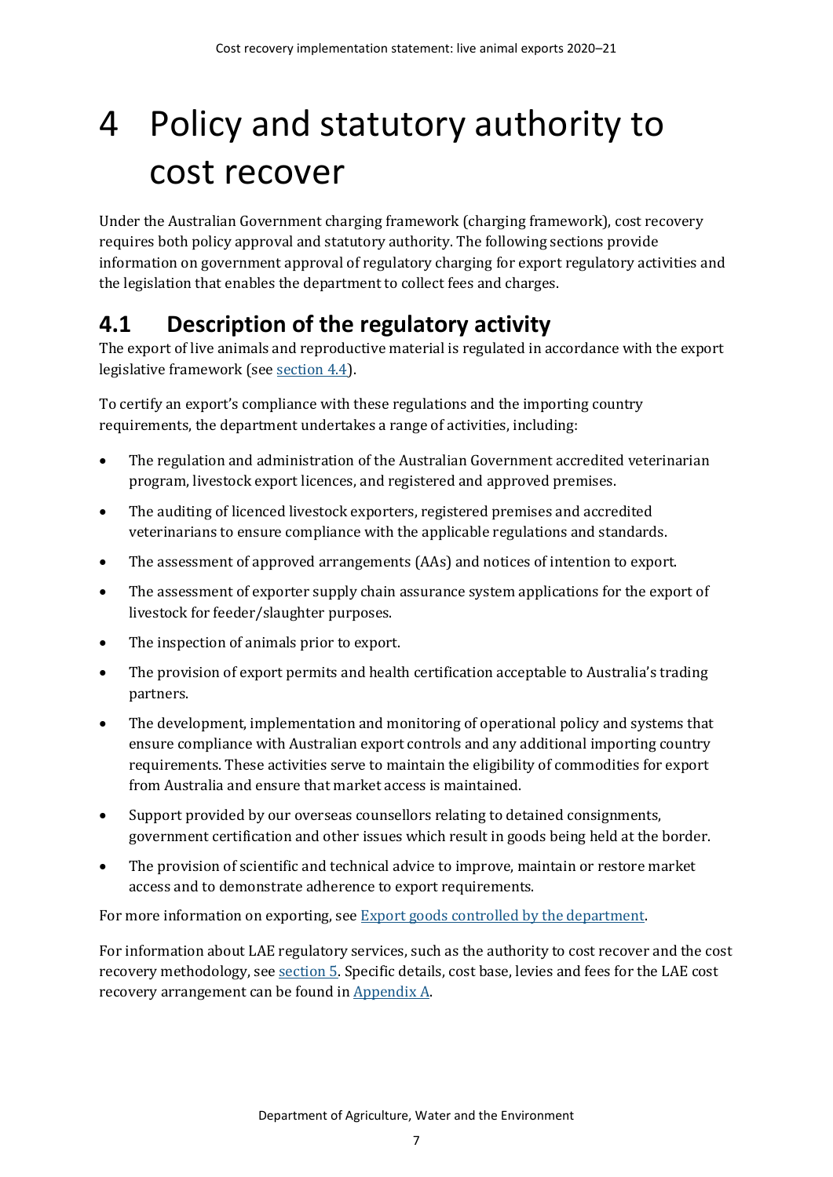# 4 Policy and statutory authority to cost recover

Under the Australian Government charging framework (charging framework), cost recovery requires both policy approval and statutory authority. The following sections provide information on government approval of regulatory charging for export regulatory activities and the legislation that enables the department to collect fees and charges.

## 4.1 Description of the regulatory activity

The export of live animals and reproductive material is regulated in accordance with the export legislative framework (see section 4.4).

To certify an export's compliance with these regulations and the importing country requirements, the department undertakes a range of activities, including:

- The regulation and administration of the Australian Government accredited veterinarian program, livestock export licences, and registered and approved premises.
- The auditing of licenced livestock exporters, registered premises and accredited veterinarians to ensure compliance with the applicable regulations and standards.
- The assessment of approved arrangements (AAs) and notices of intention to export.
- The assessment of exporter supply chain assurance system applications for the export of livestock for feeder/slaughter purposes.
- The inspection of animals prior to export.
- The provision of export permits and health certification acceptable to Australia's trading partners.
- The development, implementation and monitoring of operational policy and systems that ensure compliance with Australian export controls and any additional importing country requirements. These activities serve to maintain the eligibility of commodities for export from Australia and ensure that market access is maintained.
- Support provided by our overseas counsellors relating to detained consignments, government certification and other issues which result in goods being held at the border.
- The provision of scientific and technical advice to improve, maintain or restore market access and to demonstrate adherence to export requirements.

For more information on exporting, see Export goods controlled by the department.

For information about LAE regulatory services, such as the authority to cost recover and the cost recovery methodology, see section 5. Specific details, cost base, levies and fees for the LAE cost recovery arrangement can be found in Appendix A.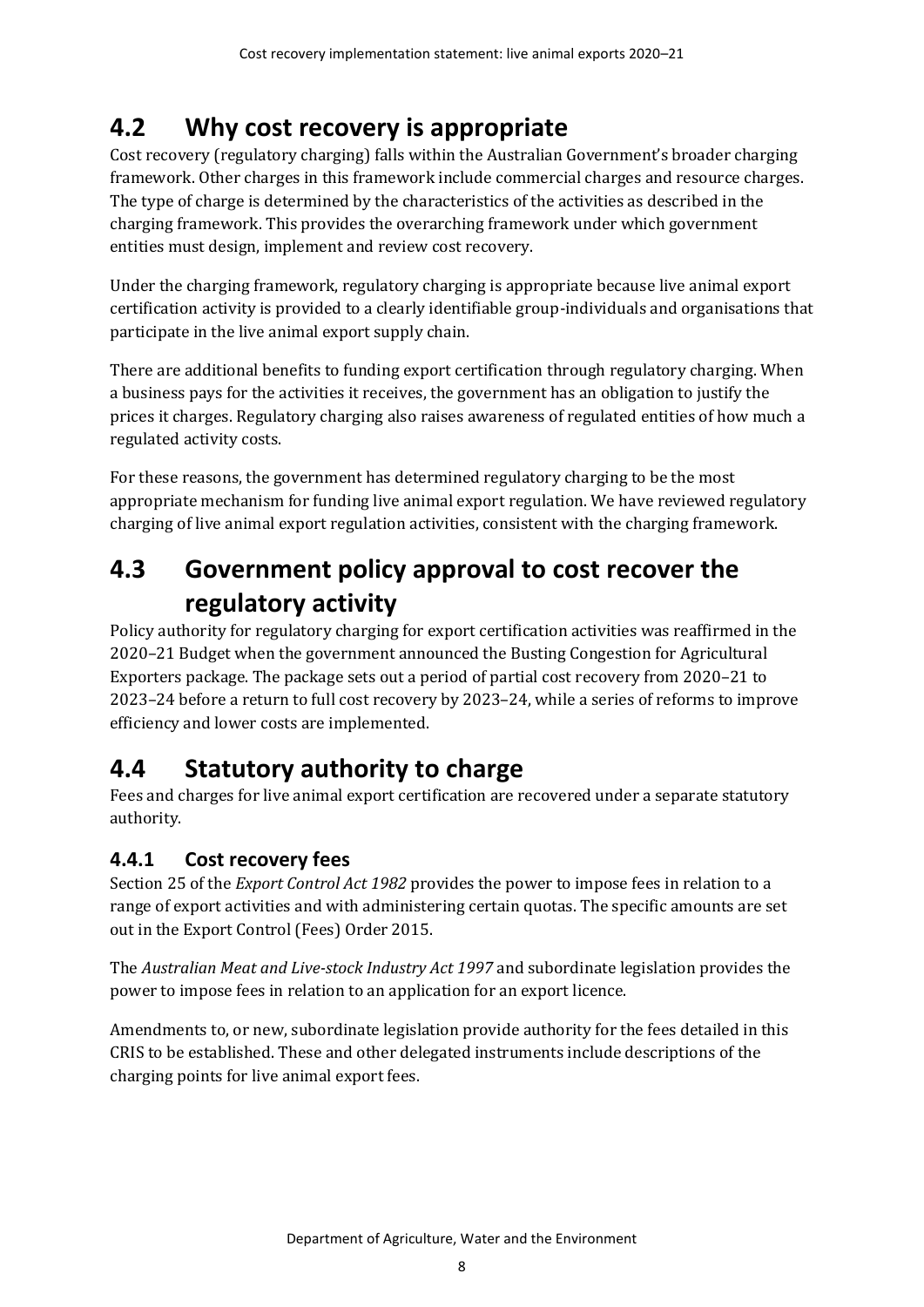## 4.2 Why cost recovery is appropriate

Cost recovery (regulatory charging) falls within the Australian Government's broader charging framework. Other charges in this framework include commercial charges and resource charges. The type of charge is determined by the characteristics of the activities as described in the charging framework. This provides the overarching framework under which government entities must design, implement and review cost recovery.

Under the charging framework, regulatory charging is appropriate because live animal export certification activity is provided to a clearly identifiable group-individuals and organisations that participate in the live animal export supply chain.

There are additional benefits to funding export certification through regulatory charging. When a business pays for the activities it receives, the government has an obligation to justify the prices it charges. Regulatory charging also raises awareness of regulated entities of how much a regulated activity costs.

For these reasons, the government has determined regulatory charging to be the most appropriate mechanism for funding live animal export regulation. We have reviewed regulatory charging of live animal export regulation activities, consistent with the charging framework.

## 4.3 Government policy approval to cost recover the regulatory activity

Policy authority for regulatory charging for export certification activities was reaffirmed in the 2020–21 Budget when the government announced the Busting Congestion for Agricultural Exporters package. The package sets out a period of partial cost recovery from 2020–21 to 2023–24 before a return to full cost recovery by 2023–24, while a series of reforms to improve efficiency and lower costs are implemented.

## 4.4 Statutory authority to charge

Fees and charges for live animal export certification are recovered under a separate statutory authority.

### 4.4.1 Cost recovery fees

Section 25 of the *Export Control Act 1982* provides the power to impose fees in relation to a range of export activities and with administering certain quotas. The specific amounts are set out in the Export Control (Fees) Order 2015.

The *Australian Meat and Live-stock Industry Act 1997* and subordinate legislation provides the power to impose fees in relation to an application for an export licence.

Amendments to, or new, subordinate legislation provide authority for the fees detailed in this CRIS to be established. These and other delegated instruments include descriptions of the charging points for live animal export fees.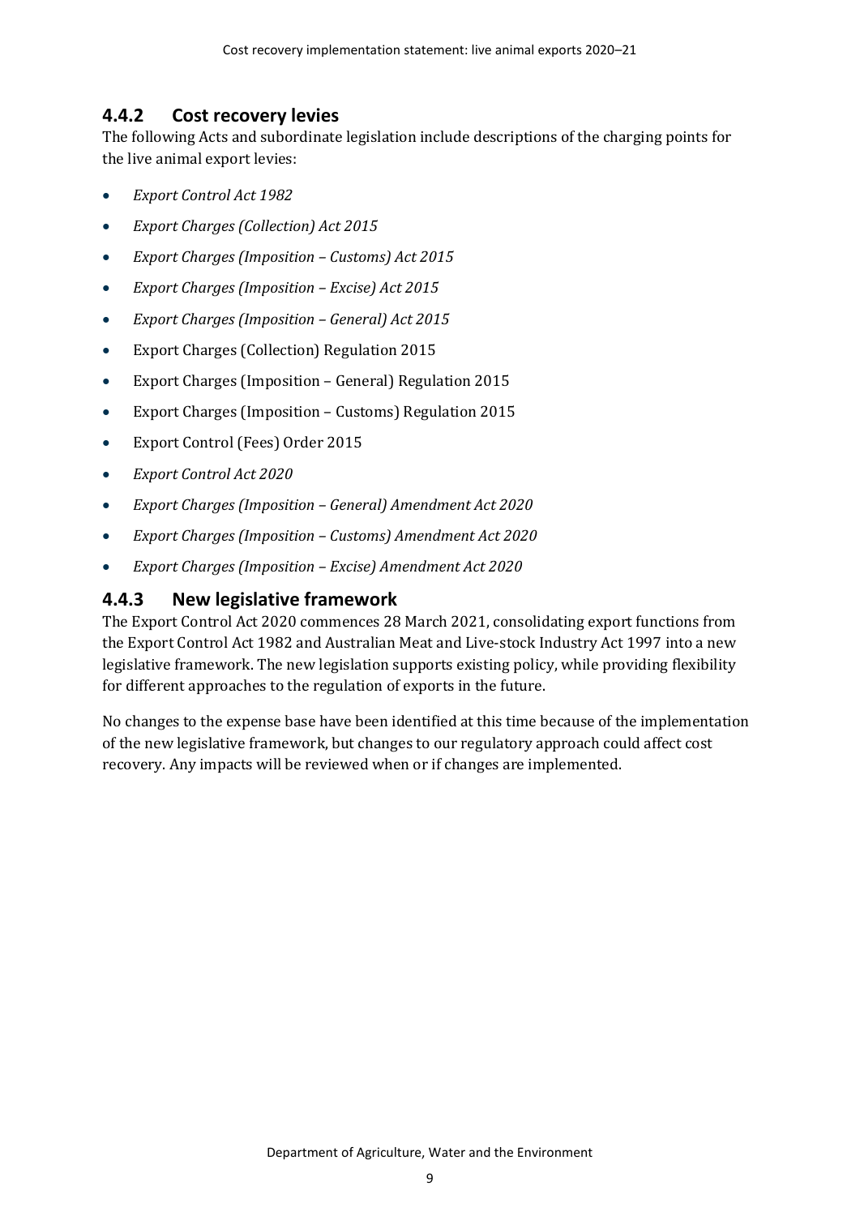### 4.4.2 Cost recovery levies

The following Acts and subordinate legislation include descriptions of the charging points for the live animal export levies:

- *Export Control Act 1982*
- *Export Charges (Collection) Act 2015*
- *Export Charges (Imposition – Customs) Act 2015*
- *Export Charges (Imposition – Excise) Act 2015*
- *Export Charges (Imposition – General) Act 2015*
- Export Charges (Collection) Regulation 2015
- Export Charges (Imposition – General) Regulation 2015
- Export Charges (Imposition – Customs) Regulation 2015
- Export Control (Fees) Order 2015
- *Export Control Act 2020*
- *Export Charges (Imposition – General) Amendment Act 2020*
- *Export Charges (Imposition – Customs) Amendment Act 2020*
- *Export Charges (Imposition – Excise) Amendment Act 2020*

### 4.4.3 New legislative framework

The Export Control Act 2020 commences 28 March 2021, consolidating export functions from the Export Control Act 1982 and Australian Meat and Live-stock Industry Act 1997 into a new legislative framework. The new legislation supports existing policy, while providing flexibility for different approaches to the regulation of exports in the future.

No changes to the expense base have been identified at this time because of the implementation of the new legislative framework, but changes to our regulatory approach could affect cost recovery. Any impacts will be reviewed when or if changes are implemented.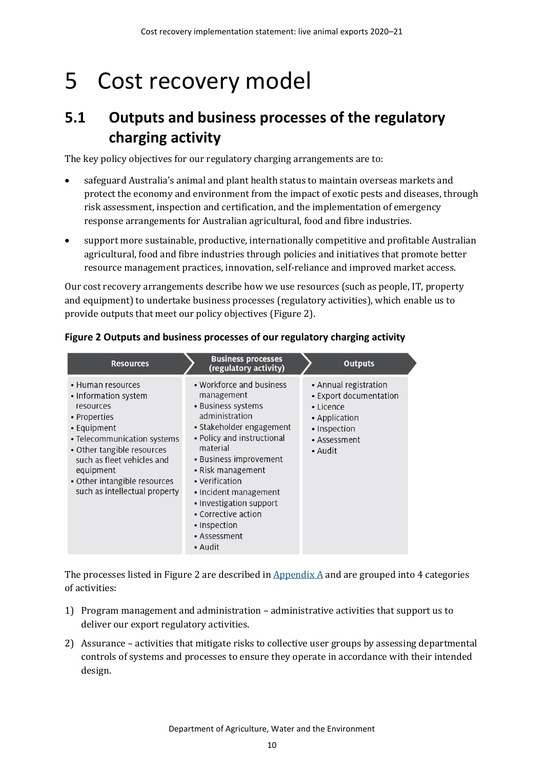# 5 Cost recovery model

## 5.1 Outputs and business processes of the regulatory charging activity

The key policy objectives for our regulatory charging arrangements are to:

- safeguard Australia's animal and plant health status to maintain overseas markets and protect the economy and environment from the impact of exotic pests and diseases, through risk assessment, inspection and certification, and the implementation of emergency response arrangements for Australian agricultural, food and fibre industries.
- support more sustainable, productive, internationally competitive and profitable Australian agricultural, food and fibre industries through policies and initiatives that promote better resource management practices, innovation, self-reliance and improved market access.

Our cost recovery arrangements describe how we use resources (such as people, IT, property and equipment) to undertake business processes (regulatory activities), which enable us to provide outputs that meet our policy objectives (Figure 2).

**Figure 2 Outputs and business processes of our regulatory charging activity**

| Resources | Business processes (regulatory activity) | Outputs |
| --- | --- | --- |
| • Human resources<br>• Information system resources<br>• Properties<br>• Equipment<br>• Telecommunication systems<br>• Other tangible resources such as fleet vehicles and equipment<br>• Other intangible resources such as intellectual property | • Workforce and business management<br>• Business systems administration<br>• Stakeholder engagement<br>• Policy and instructional material<br>• Business improvement<br>• Risk management<br>• Verification<br>• Incident management<br>• Investigation support<br>• Corrective action<br>• Inspection<br>• Assessment<br>• Audit | • Annual registration<br>• Export documentation<br>• Licence<br>• Application<br>• Inspection<br>• Assessment<br>• Audit |

The processes listed in Figure 2 are described in Appendix A and are grouped into 4 categories of activities:

1) Program management and administration – administrative activities that support us to deliver our export regulatory activities.
2) Assurance – activities that mitigate risks to collective user groups by assessing departmental controls of systems and processes to ensure they operate in accordance with their intended design.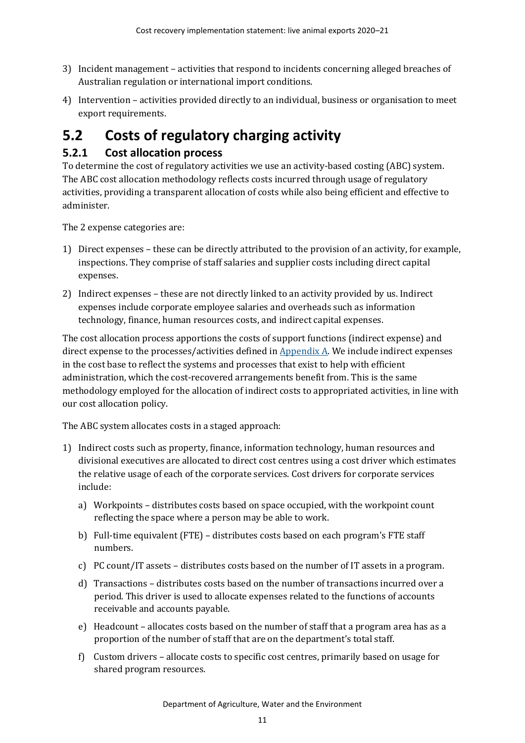3) Incident management – activities that respond to incidents concerning alleged breaches of Australian regulation or international import conditions.
4) Intervention – activities provided directly to an individual, business or organisation to meet export requirements.

## 5.2 Costs of regulatory charging activity

### 5.2.1 Cost allocation process

To determine the cost of regulatory activities we use an activity-based costing (ABC) system. The ABC cost allocation methodology reflects costs incurred through usage of regulatory activities, providing a transparent allocation of costs while also being efficient and effective to administer.

The 2 expense categories are:

1) Direct expenses – these can be directly attributed to the provision of an activity, for example, inspections. They comprise of staff salaries and supplier costs including direct capital expenses.
2) Indirect expenses – these are not directly linked to an activity provided by us. Indirect expenses include corporate employee salaries and overheads such as information technology, finance, human resources costs, and indirect capital expenses.

The cost allocation process apportions the costs of support functions (indirect expense) and direct expense to the processes/activities defined in Appendix A. We include indirect expenses in the cost base to reflect the systems and processes that exist to help with efficient administration, which the cost-recovered arrangements benefit from. This is the same methodology employed for the allocation of indirect costs to appropriated activities, in line with our cost allocation policy.

The ABC system allocates costs in a staged approach:

1) Indirect costs such as property, finance, information technology, human resources and divisional executives are allocated to direct cost centres using a cost driver which estimates the relative usage of each of the corporate services. Cost drivers for corporate services include:
   a) Workpoints – distributes costs based on space occupied, with the workpoint count reflecting the space where a person may be able to work.
   b) Full-time equivalent (FTE) – distributes costs based on each program's FTE staff numbers.
   c) PC count/IT assets – distributes costs based on the number of IT assets in a program.
   d) Transactions – distributes costs based on the number of transactions incurred over a period. This driver is used to allocate expenses related to the functions of accounts receivable and accounts payable.
   e) Headcount – allocates costs based on the number of staff that a program area has as a proportion of the number of staff that are on the department's total staff.
   f) Custom drivers – allocate costs to specific cost centres, primarily based on usage for shared program resources.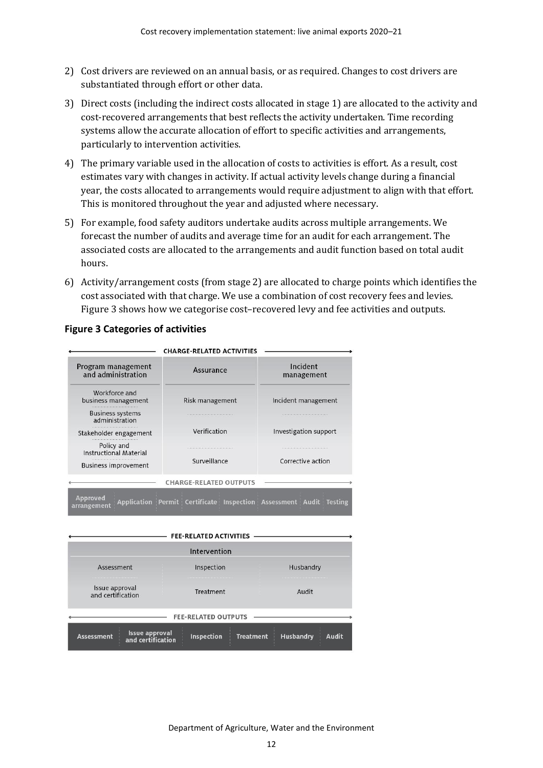2) Cost drivers are reviewed on an annual basis, or as required. Changes to cost drivers are substantiated through effort or other data.
3) Direct costs (including the indirect costs allocated in stage 1) are allocated to the activity and cost-recovered arrangements that best reflects the activity undertaken. Time recording systems allow the accurate allocation of effort to specific activities and arrangements, particularly to intervention activities.
4) The primary variable used in the allocation of costs to activities is effort. As a result, cost estimates vary with changes in activity. If actual activity levels change during a financial year, the costs allocated to arrangements would require adjustment to align with that effort. This is monitored throughout the year and adjusted where necessary.
5) For example, food safety auditors undertake audits across multiple arrangements. We forecast the number of audits and average time for an audit for each arrangement. The associated costs are allocated to the arrangements and audit function based on total audit hours.
6) Activity/arrangement costs (from stage 2) are allocated to charge points which identifies the cost associated with that charge. We use a combination of cost recovery fees and levies. Figure 3 shows how we categorise cost–recovered levy and fee activities and outputs.

**Figure 3 Categories of activities**

**CHARGE-RELATED ACTIVITIES**

| Program management and administration | Assurance | Incident management |
|---|---|---|
| Workforce and business management | Risk management | Incident management |
| Business systems administration | Verification | Investigation support |
| Stakeholder engagement | Surveillance | Corrective action |
| Policy and Instructional Material | | |
| Business improvement | | |

**CHARGE-RELATED OUTPUTS**

| Approved arrangement | Application | Permit | Certificate | Inspection | Assessment | Audit | Testing |
|---|---|---|---|---|---|---|---|

**FEE-RELATED ACTIVITIES**

| Intervention | | |
|---|---|---|
| Assessment | Inspection | Husbandry |
| Issue approval and certification | Treatment | Audit |

**FEE-RELATED OUTPUTS**

| Assessment | Issue approval and certification | Inspection | Treatment | Husbandry | Audit |
|---|---|---|---|---|---|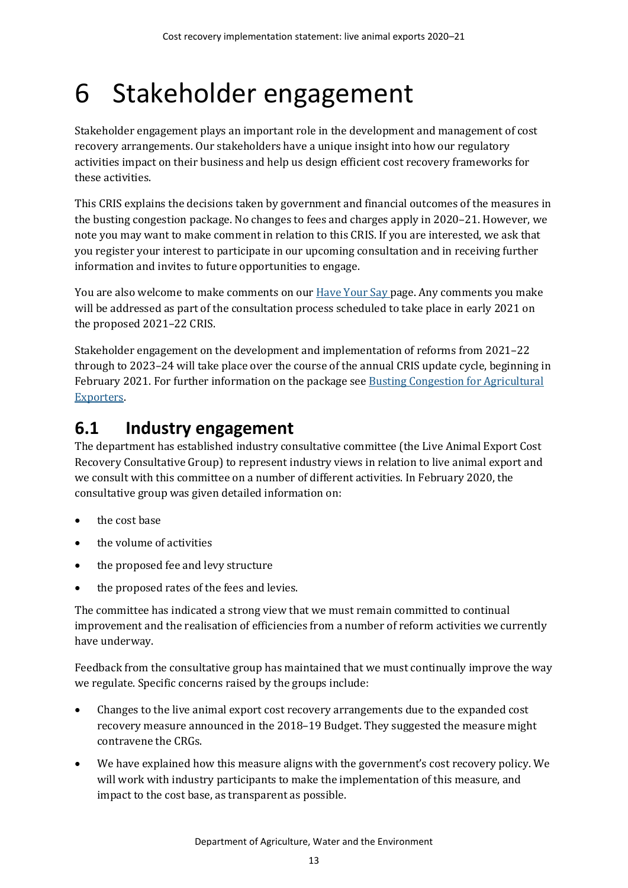# 6 Stakeholder engagement

Stakeholder engagement plays an important role in the development and management of cost recovery arrangements. Our stakeholders have a unique insight into how our regulatory activities impact on their business and help us design efficient cost recovery frameworks for these activities.

This CRIS explains the decisions taken by government and financial outcomes of the measures in the busting congestion package. No changes to fees and charges apply in 2020–21. However, we note you may want to make comment in relation to this CRIS. If you are interested, we ask that you register your interest to participate in our upcoming consultation and in receiving further information and invites to future opportunities to engage.

You are also welcome to make comments on our Have Your Say page. Any comments you make will be addressed as part of the consultation process scheduled to take place in early 2021 on the proposed 2021–22 CRIS.

Stakeholder engagement on the development and implementation of reforms from 2021–22 through to 2023–24 will take place over the course of the annual CRIS update cycle, beginning in February 2021. For further information on the package see Busting Congestion for Agricultural Exporters.

## 6.1 Industry engagement

The department has established industry consultative committee (the Live Animal Export Cost Recovery Consultative Group) to represent industry views in relation to live animal export and we consult with this committee on a number of different activities. In February 2020, the consultative group was given detailed information on:

- the cost base
- the volume of activities
- the proposed fee and levy structure
- the proposed rates of the fees and levies.

The committee has indicated a strong view that we must remain committed to continual improvement and the realisation of efficiencies from a number of reform activities we currently have underway.

Feedback from the consultative group has maintained that we must continually improve the way we regulate. Specific concerns raised by the groups include:

- Changes to the live animal export cost recovery arrangements due to the expanded cost recovery measure announced in the 2018–19 Budget. They suggested the measure might contravene the CRGs.
- We have explained how this measure aligns with the government's cost recovery policy. We will work with industry participants to make the implementation of this measure, and impact to the cost base, as transparent as possible.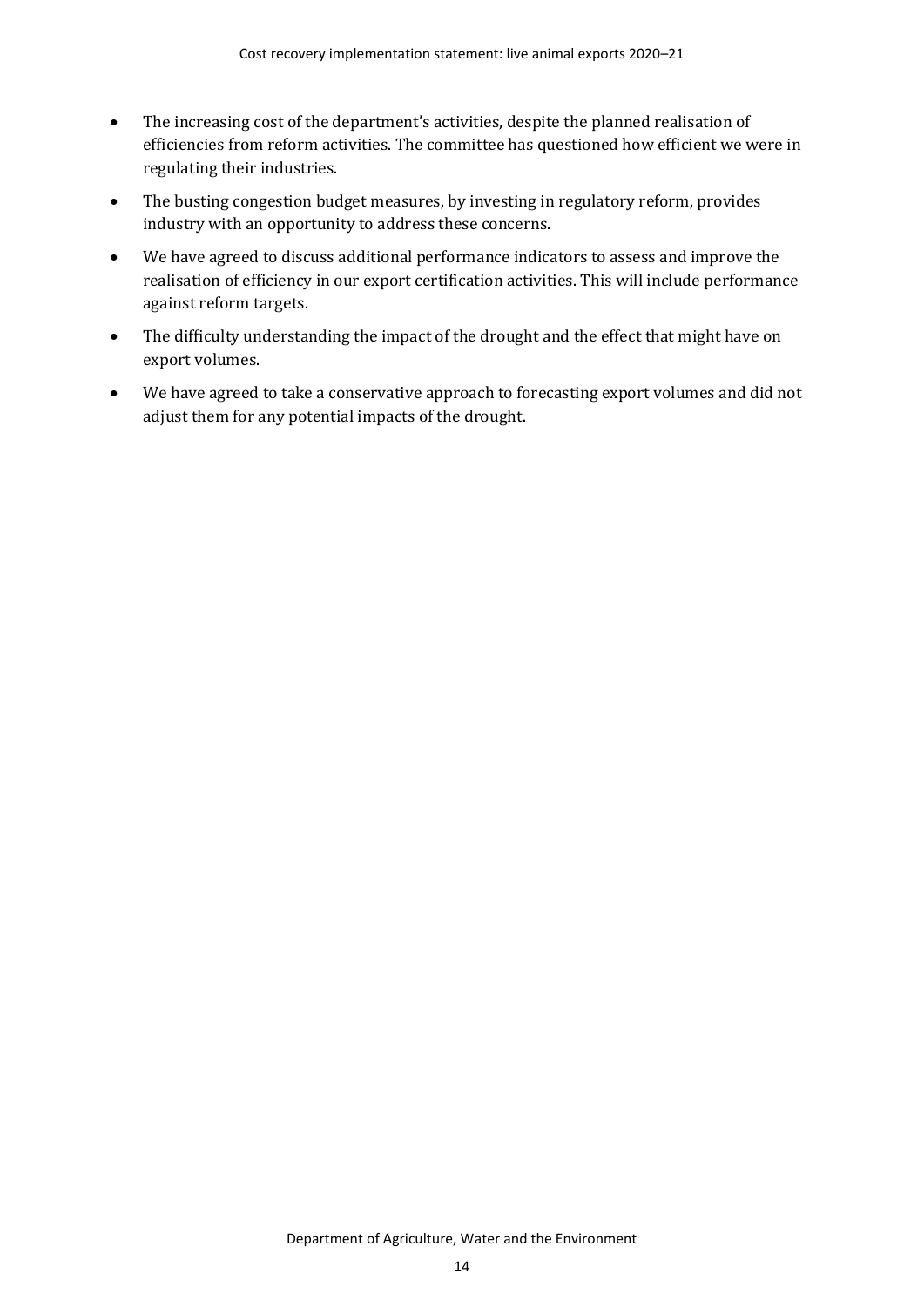- The increasing cost of the department's activities, despite the planned realisation of efficiencies from reform activities. The committee has questioned how efficient we were in regulating their industries.
- The busting congestion budget measures, by investing in regulatory reform, provides industry with an opportunity to address these concerns.
- We have agreed to discuss additional performance indicators to assess and improve the realisation of efficiency in our export certification activities. This will include performance against reform targets.
- The difficulty understanding the impact of the drought and the effect that might have on export volumes.
- We have agreed to take a conservative approach to forecasting export volumes and did not adjust them for any potential impacts of the drought.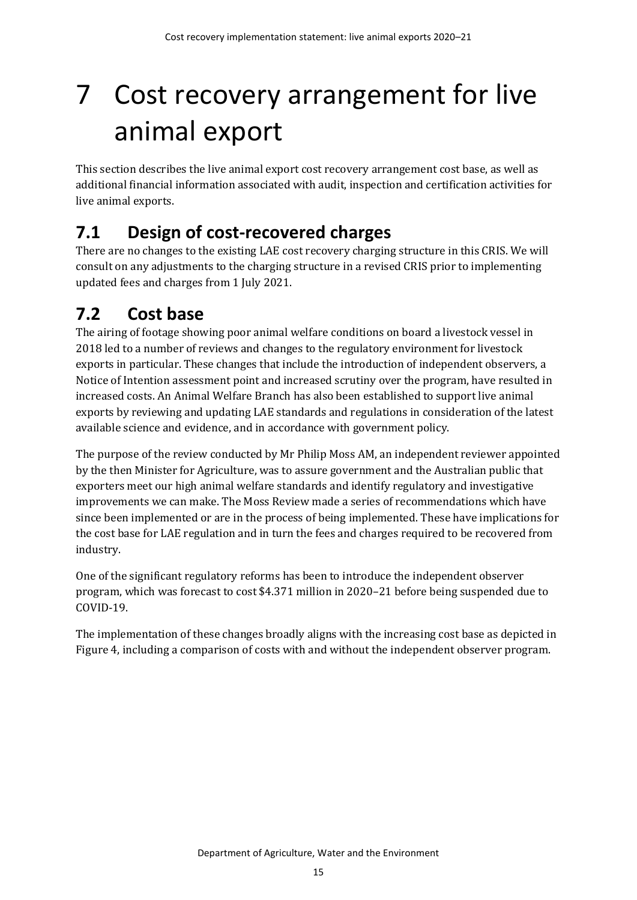# 7 Cost recovery arrangement for live animal export

This section describes the live animal export cost recovery arrangement cost base, as well as additional financial information associated with audit, inspection and certification activities for live animal exports.

## 7.1 Design of cost-recovered charges

There are no changes to the existing LAE cost recovery charging structure in this CRIS. We will consult on any adjustments to the charging structure in a revised CRIS prior to implementing updated fees and charges from 1 July 2021.

## 7.2 Cost base

The airing of footage showing poor animal welfare conditions on board a livestock vessel in 2018 led to a number of reviews and changes to the regulatory environment for livestock exports in particular. These changes that include the introduction of independent observers, a Notice of Intention assessment point and increased scrutiny over the program, have resulted in increased costs. An Animal Welfare Branch has also been established to support live animal exports by reviewing and updating LAE standards and regulations in consideration of the latest available science and evidence, and in accordance with government policy.

The purpose of the review conducted by Mr Philip Moss AM, an independent reviewer appointed by the then Minister for Agriculture, was to assure government and the Australian public that exporters meet our high animal welfare standards and identify regulatory and investigative improvements we can make. The Moss Review made a series of recommendations which have since been implemented or are in the process of being implemented. These have implications for the cost base for LAE regulation and in turn the fees and charges required to be recovered from industry.

One of the significant regulatory reforms has been to introduce the independent observer program, which was forecast to cost $4.371 million in 2020–21 before being suspended due to COVID-19.

The implementation of these changes broadly aligns with the increasing cost base as depicted in Figure 4, including a comparison of costs with and without the independent observer program.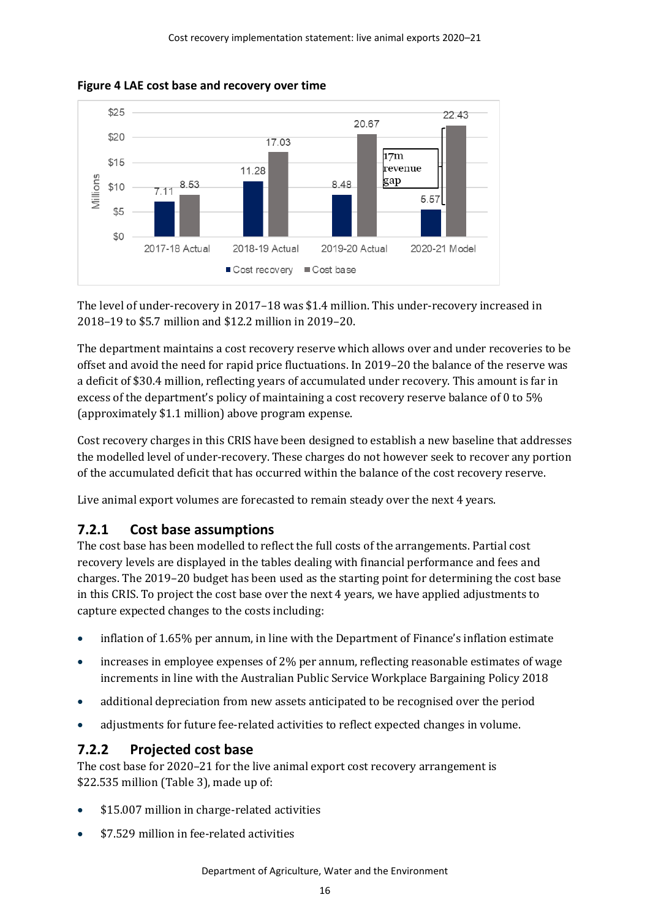**Figure 4 LAE cost base and recovery over time**

| | Cost recovery | Cost base |
|---|---|---|
| 2017-18 Actual | 7.11 | 8.53 |
| 2018-19 Actual | 11.28 | 17.03 |
| 2019-20 Actual | 8.48 | 20.67 |
| 2020-21 Model | 5.57 | 22.43 |

(Millions; 2020-21 Model annotated: 17m revenue gap)

The level of under-recovery in 2017–18 was $1.4 million. This under-recovery increased in 2018–19 to $5.7 million and $12.2 million in 2019–20.

The department maintains a cost recovery reserve which allows over and under recoveries to be offset and avoid the need for rapid price fluctuations. In 2019–20 the balance of the reserve was a deficit of $30.4 million, reflecting years of accumulated under recovery. This amount is far in excess of the department's policy of maintaining a cost recovery reserve balance of 0 to 5% (approximately $1.1 million) above program expense.

Cost recovery charges in this CRIS have been designed to establish a new baseline that addresses the modelled level of under-recovery. These charges do not however seek to recover any portion of the accumulated deficit that has occurred within the balance of the cost recovery reserve.

Live animal export volumes are forecasted to remain steady over the next 4 years.

### 7.2.1 Cost base assumptions

The cost base has been modelled to reflect the full costs of the arrangements. Partial cost recovery levels are displayed in the tables dealing with financial performance and fees and charges. The 2019–20 budget has been used as the starting point for determining the cost base in this CRIS. To project the cost base over the next 4 years, we have applied adjustments to capture expected changes to the costs including:

- inflation of 1.65% per annum, in line with the Department of Finance's inflation estimate
- increases in employee expenses of 2% per annum, reflecting reasonable estimates of wage increments in line with the Australian Public Service Workplace Bargaining Policy 2018
- additional depreciation from new assets anticipated to be recognised over the period
- adjustments for future fee-related activities to reflect expected changes in volume.

### 7.2.2 Projected cost base

The cost base for 2020–21 for the live animal export cost recovery arrangement is $22.535 million (Table 3), made up of:

- $15.007 million in charge-related activities
- $7.529 million in fee-related activities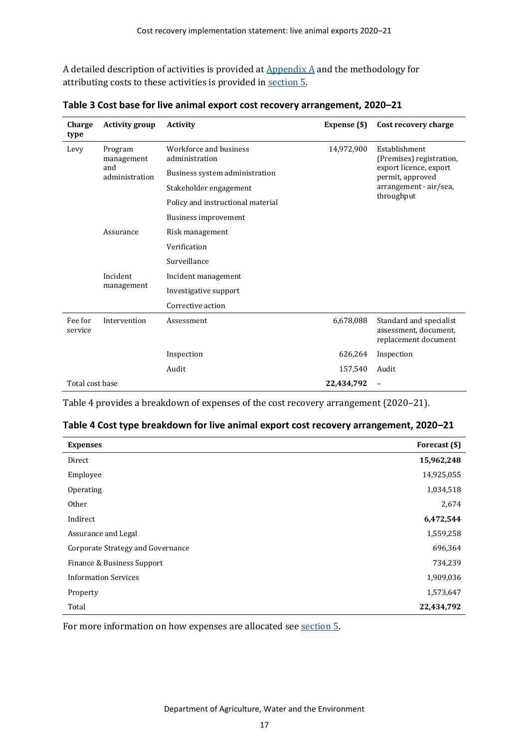A detailed description of activities is provided at [Appendix A](#) and the methodology for attributing costs to these activities is provided in [section 5](#).

**Table 3 Cost base for live animal export cost recovery arrangement, 2020–21**

| Charge type | Activity group | Activity | Expense ($) | Cost recovery charge |
|---|---|---|---|---|
| Levy | Program management and administration | Workforce and business administration | 14,972,900 | Establishment (Premises) registration, export licence, export permit, approved arrangement - air/sea, throughput |
| | | Business system administration | | |
| | | Stakeholder engagement | | |
| | | Policy and instructional material | | |
| | | Business improvement | | |
| | Assurance | Risk management | | |
| | | Verification | | |
| | | Surveillance | | |
| | Incident management | Incident management | | |
| | | Investigative support | | |
| | | Corrective action | | |
| Fee for service | Intervention | Assessment | 6,678,088 | Standard and specialist assessment, document, replacement document |
| | | Inspection | 626,264 | Inspection |
| | | Audit | 157,540 | Audit |
| Total cost base | | | **22,434,792** | – |

Table 4 provides a breakdown of expenses of the cost recovery arrangement (2020–21).

**Table 4 Cost type breakdown for live animal export cost recovery arrangement, 2020–21**

| Expenses | Forecast ($) |
|---|---|
| Direct | **15,962,248** |
| Employee | 14,925,055 |
| Operating | 1,034,518 |
| Other | 2,674 |
| Indirect | **6,472,544** |
| Assurance and Legal | 1,559,258 |
| Corporate Strategy and Governance | 696,364 |
| Finance & Business Support | 734,239 |
| Information Services | 1,909,036 |
| Property | 1,573,647 |
| Total | **22,434,792** |

For more information on how expenses are allocated see [section 5](#).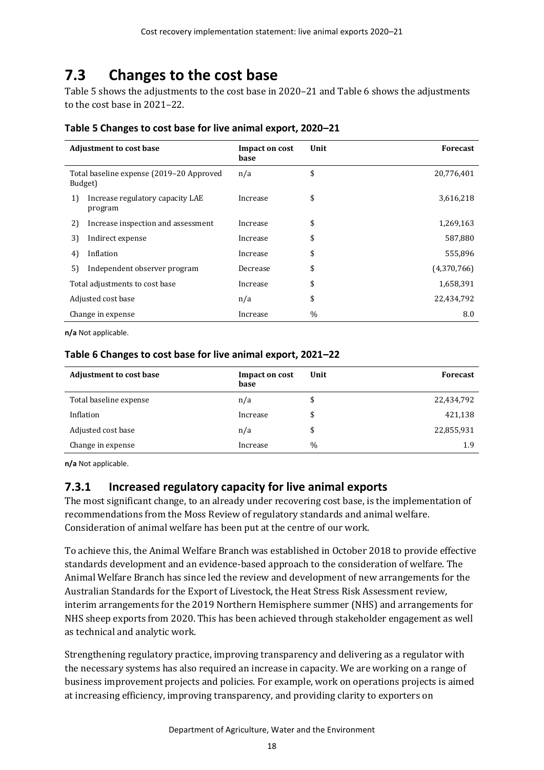## 7.3 Changes to the cost base

Table 5 shows the adjustments to the cost base in 2020–21 and Table 6 shows the adjustments to the cost base in 2021–22.

**Table 5 Changes to cost base for live animal export, 2020–21**

| Adjustment to cost base | Impact on cost base | Unit | Forecast |
|---|---|---|---|
| Total baseline expense (2019–20 Approved Budget) | n/a | $ | 20,776,401 |
| 1) Increase regulatory capacity LAE program | Increase | $ | 3,616,218 |
| 2) Increase inspection and assessment | Increase | $ | 1,269,163 |
| 3) Indirect expense | Increase | $ | 587,880 |
| 4) Inflation | Increase | $ | 555,896 |
| 5) Independent observer program | Decrease | $ | (4,370,766) |
| Total adjustments to cost base | Increase | $ | 1,658,391 |
| Adjusted cost base | n/a | $ | 22,434,792 |
| Change in expense | Increase | % | 8.0 |

**n/a** Not applicable.

**Table 6 Changes to cost base for live animal export, 2021–22**

| Adjustment to cost base | Impact on cost base | Unit | Forecast |
|---|---|---|---|
| Total baseline expense | n/a | $ | 22,434,792 |
| Inflation | Increase | $ | 421,138 |
| Adjusted cost base | n/a | $ | 22,855,931 |
| Change in expense | Increase | % | 1.9 |

**n/a** Not applicable.

### 7.3.1 Increased regulatory capacity for live animal exports

The most significant change, to an already under recovering cost base, is the implementation of recommendations from the Moss Review of regulatory standards and animal welfare. Consideration of animal welfare has been put at the centre of our work.

To achieve this, the Animal Welfare Branch was established in October 2018 to provide effective standards development and an evidence-based approach to the consideration of welfare. The Animal Welfare Branch has since led the review and development of new arrangements for the Australian Standards for the Export of Livestock, the Heat Stress Risk Assessment review, interim arrangements for the 2019 Northern Hemisphere summer (NHS) and arrangements for NHS sheep exports from 2020. This has been achieved through stakeholder engagement as well as technical and analytic work.

Strengthening regulatory practice, improving transparency and delivering as a regulator with the necessary systems has also required an increase in capacity. We are working on a range of business improvement projects and policies. For example, work on operations projects is aimed at increasing efficiency, improving transparency, and providing clarity to exporters on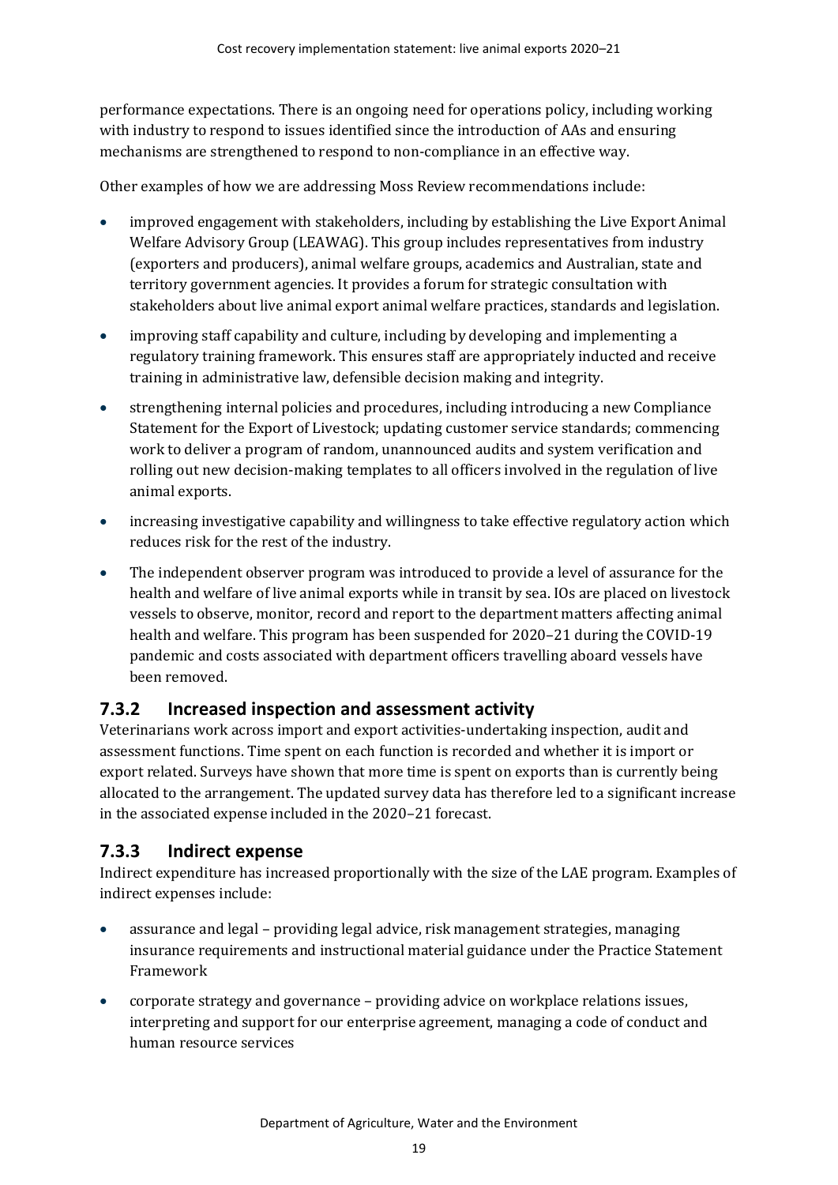performance expectations. There is an ongoing need for operations policy, including working with industry to respond to issues identified since the introduction of AAs and ensuring mechanisms are strengthened to respond to non-compliance in an effective way.

Other examples of how we are addressing Moss Review recommendations include:

- improved engagement with stakeholders, including by establishing the Live Export Animal Welfare Advisory Group (LEAWAG). This group includes representatives from industry (exporters and producers), animal welfare groups, academics and Australian, state and territory government agencies. It provides a forum for strategic consultation with stakeholders about live animal export animal welfare practices, standards and legislation.
- improving staff capability and culture, including by developing and implementing a regulatory training framework. This ensures staff are appropriately inducted and receive training in administrative law, defensible decision making and integrity.
- strengthening internal policies and procedures, including introducing a new Compliance Statement for the Export of Livestock; updating customer service standards; commencing work to deliver a program of random, unannounced audits and system verification and rolling out new decision-making templates to all officers involved in the regulation of live animal exports.
- increasing investigative capability and willingness to take effective regulatory action which reduces risk for the rest of the industry.
- The independent observer program was introduced to provide a level of assurance for the health and welfare of live animal exports while in transit by sea. IOs are placed on livestock vessels to observe, monitor, record and report to the department matters affecting animal health and welfare. This program has been suspended for 2020–21 during the COVID-19 pandemic and costs associated with department officers travelling aboard vessels have been removed.

### 7.3.2 Increased inspection and assessment activity

Veterinarians work across import and export activities-undertaking inspection, audit and assessment functions. Time spent on each function is recorded and whether it is import or export related. Surveys have shown that more time is spent on exports than is currently being allocated to the arrangement. The updated survey data has therefore led to a significant increase in the associated expense included in the 2020–21 forecast.

### 7.3.3 Indirect expense

Indirect expenditure has increased proportionally with the size of the LAE program. Examples of indirect expenses include:

- assurance and legal – providing legal advice, risk management strategies, managing insurance requirements and instructional material guidance under the Practice Statement Framework
- corporate strategy and governance – providing advice on workplace relations issues, interpreting and support for our enterprise agreement, managing a code of conduct and human resource services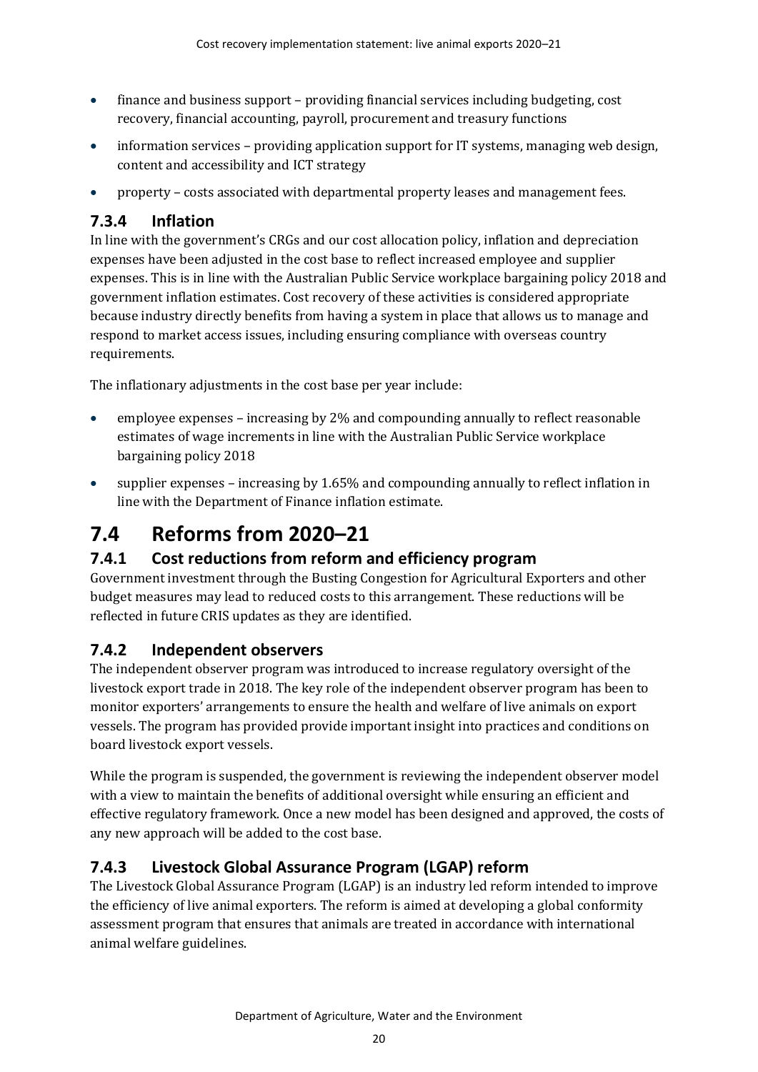- finance and business support – providing financial services including budgeting, cost recovery, financial accounting, payroll, procurement and treasury functions
- information services – providing application support for IT systems, managing web design, content and accessibility and ICT strategy
- property – costs associated with departmental property leases and management fees.

### 7.3.4 Inflation

In line with the government's CRGs and our cost allocation policy, inflation and depreciation expenses have been adjusted in the cost base to reflect increased employee and supplier expenses. This is in line with the Australian Public Service workplace bargaining policy 2018 and government inflation estimates. Cost recovery of these activities is considered appropriate because industry directly benefits from having a system in place that allows us to manage and respond to market access issues, including ensuring compliance with overseas country requirements.

The inflationary adjustments in the cost base per year include:

- employee expenses – increasing by 2% and compounding annually to reflect reasonable estimates of wage increments in line with the Australian Public Service workplace bargaining policy 2018
- supplier expenses – increasing by 1.65% and compounding annually to reflect inflation in line with the Department of Finance inflation estimate.

## 7.4 Reforms from 2020–21

### 7.4.1 Cost reductions from reform and efficiency program

Government investment through the Busting Congestion for Agricultural Exporters and other budget measures may lead to reduced costs to this arrangement. These reductions will be reflected in future CRIS updates as they are identified.

### 7.4.2 Independent observers

The independent observer program was introduced to increase regulatory oversight of the livestock export trade in 2018. The key role of the independent observer program has been to monitor exporters' arrangements to ensure the health and welfare of live animals on export vessels. The program has provided provide important insight into practices and conditions on board livestock export vessels.

While the program is suspended, the government is reviewing the independent observer model with a view to maintain the benefits of additional oversight while ensuring an efficient and effective regulatory framework. Once a new model has been designed and approved, the costs of any new approach will be added to the cost base.

### 7.4.3 Livestock Global Assurance Program (LGAP) reform

The Livestock Global Assurance Program (LGAP) is an industry led reform intended to improve the efficiency of live animal exporters. The reform is aimed at developing a global conformity assessment program that ensures that animals are treated in accordance with international animal welfare guidelines.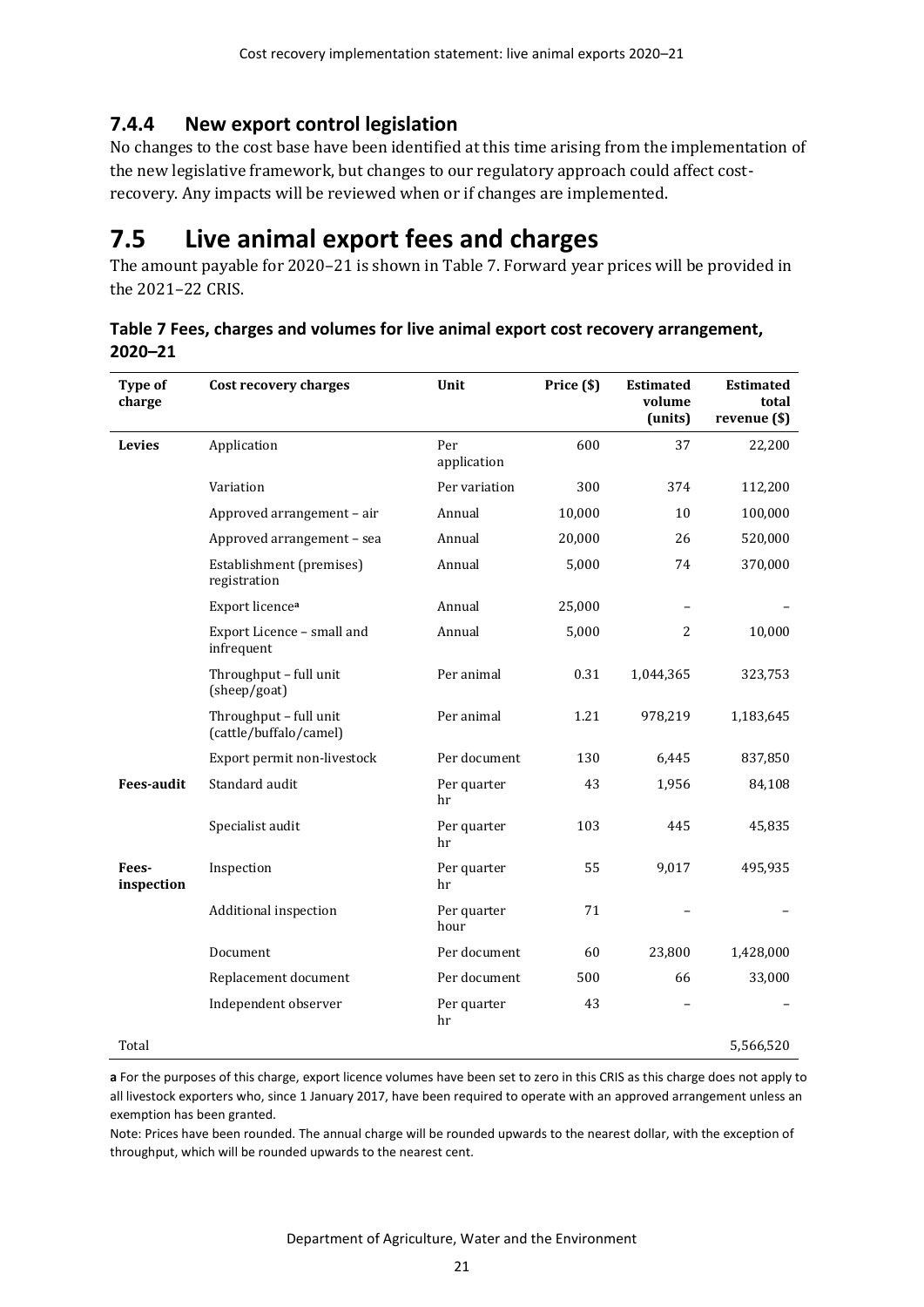### 7.4.4 New export control legislation

No changes to the cost base have been identified at this time arising from the implementation of the new legislative framework, but changes to our regulatory approach could affect cost-recovery. Any impacts will be reviewed when or if changes are implemented.

## 7.5 Live animal export fees and charges

The amount payable for 2020–21 is shown in Table 7. Forward year prices will be provided in the 2021–22 CRIS.

**Table 7 Fees, charges and volumes for live animal export cost recovery arrangement, 2020–21**

| Type of charge | Cost recovery charges | Unit | Price ($) | Estimated volume (units) | Estimated total revenue ($) |
|---|---|---|---|---|---|
| **Levies** | Application | Per application | 600 | 37 | 22,200 |
| | Variation | Per variation | 300 | 374 | 112,200 |
| | Approved arrangement – air | Annual | 10,000 | 10 | 100,000 |
| | Approved arrangement – sea | Annual | 20,000 | 26 | 520,000 |
| | Establishment (premises) registration | Annual | 5,000 | 74 | 370,000 |
| | Export licence[a] | Annual | 25,000 | – | – |
| | Export Licence – small and infrequent | Annual | 5,000 | 2 | 10,000 |
| | Throughput – full unit (sheep/goat) | Per animal | 0.31 | 1,044,365 | 323,753 |
| | Throughput – full unit (cattle/buffalo/camel) | Per animal | 1.21 | 978,219 | 1,183,645 |
| | Export permit non-livestock | Per document | 130 | 6,445 | 837,850 |
| **Fees-audit** | Standard audit | Per quarter hr | 43 | 1,956 | 84,108 |
| | Specialist audit | Per quarter hr | 103 | 445 | 45,835 |
| **Fees-inspection** | Inspection | Per quarter hr | 55 | 9,017 | 495,935 |
| | Additional inspection | Per quarter hour | 71 | – | – |
| | Document | Per document | 60 | 23,800 | 1,428,000 |
| | Replacement document | Per document | 500 | 66 | 33,000 |
| | Independent observer | Per quarter hr | 43 | – | – |
| Total | | | | | 5,566,520 |

**a** For the purposes of this charge, export licence volumes have been set to zero in this CRIS as this charge does not apply to all livestock exporters who, since 1 January 2017, have been required to operate with an approved arrangement unless an exemption has been granted.

Note: Prices have been rounded. The annual charge will be rounded upwards to the nearest dollar, with the exception of throughput, which will be rounded upwards to the nearest cent.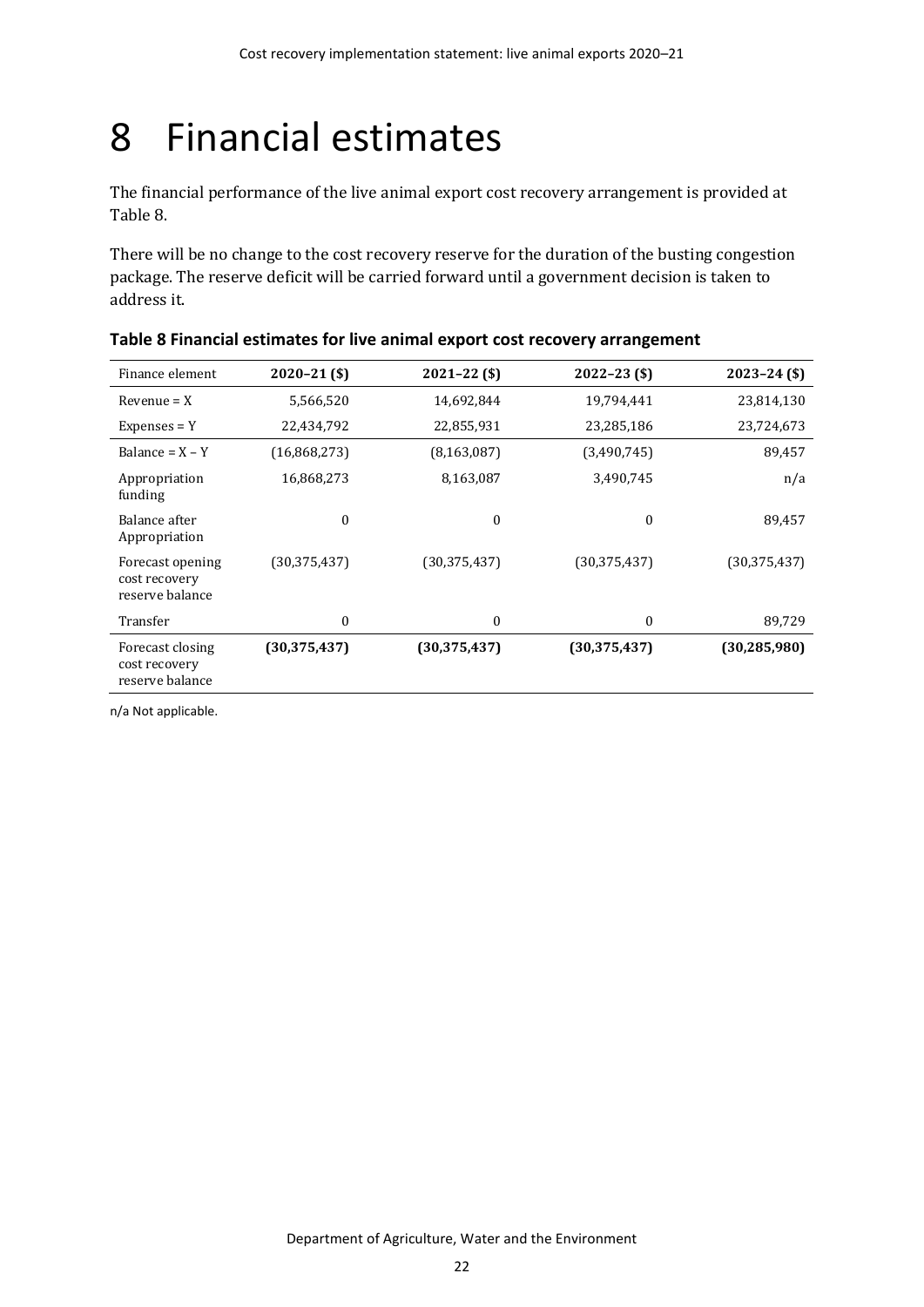# 8 Financial estimates

The financial performance of the live animal export cost recovery arrangement is provided at Table 8.

There will be no change to the cost recovery reserve for the duration of the busting congestion package. The reserve deficit will be carried forward until a government decision is taken to address it.

**Table 8 Financial estimates for live animal export cost recovery arrangement**

| Finance element | **2020–21 ($)** | **2021–22 ($)** | **2022–23 ($)** | **2023–24 ($)** |
|---|---|---|---|---|
| Revenue = X | 5,566,520 | 14,692,844 | 19,794,441 | 23,814,130 |
| Expenses = Y | 22,434,792 | 22,855,931 | 23,285,186 | 23,724,673 |
| Balance = X – Y | (16,868,273) | (8,163,087) | (3,490,745) | 89,457 |
| Appropriation funding | 16,868,273 | 8,163,087 | 3,490,745 | n/a |
| Balance after Appropriation | 0 | 0 | 0 | 89,457 |
| Forecast opening cost recovery reserve balance | (30,375,437) | (30,375,437) | (30,375,437) | (30,375,437) |
| Transfer | 0 | 0 | 0 | 89,729 |
| Forecast closing cost recovery reserve balance | **(30,375,437)** | **(30,375,437)** | **(30,375,437)** | **(30,285,980)** |

n/a Not applicable.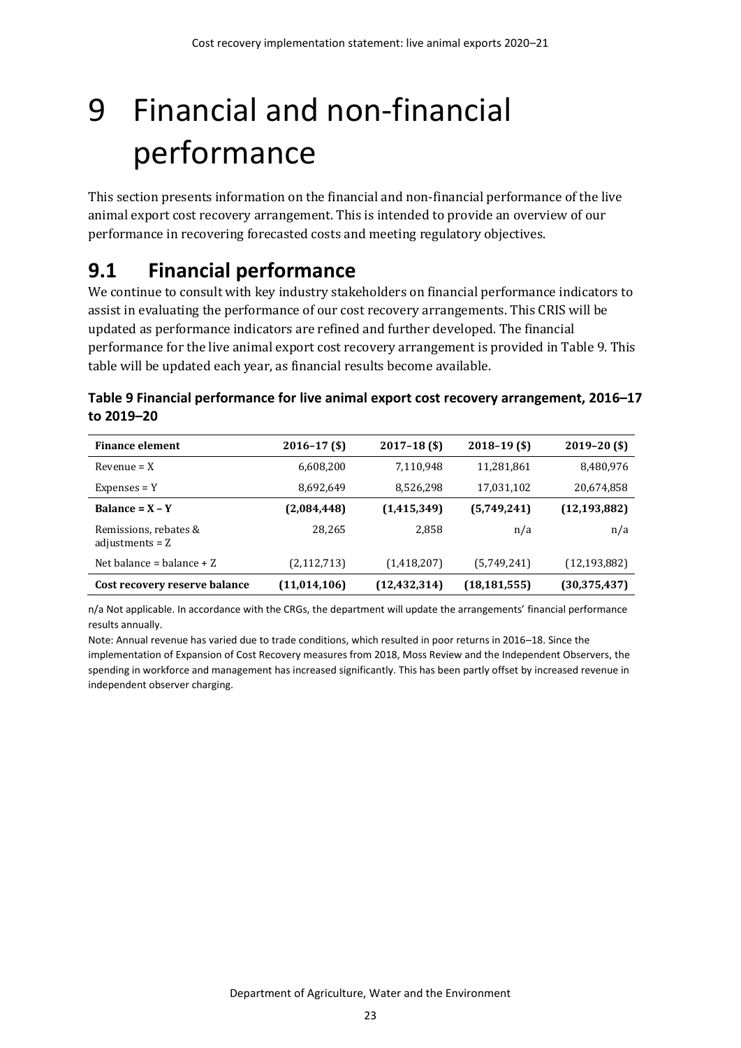# 9 Financial and non-financial performance

This section presents information on the financial and non-financial performance of the live animal export cost recovery arrangement. This is intended to provide an overview of our performance in recovering forecasted costs and meeting regulatory objectives.

## 9.1 Financial performance

We continue to consult with key industry stakeholders on financial performance indicators to assist in evaluating the performance of our cost recovery arrangements. This CRIS will be updated as performance indicators are refined and further developed. The financial performance for the live animal export cost recovery arrangement is provided in Table 9. This table will be updated each year, as financial results become available.

**Table 9 Financial performance for live animal export cost recovery arrangement, 2016–17 to 2019–20**

| Finance element | 2016–17 ($) | 2017–18 ($) | 2018–19 ($) | 2019–20 ($) |
|---|---|---|---|---|
| Revenue = X | 6,608,200 | 7,110,948 | 11,281,861 | 8,480,976 |
| Expenses = Y | 8,692,649 | 8,526,298 | 17,031,102 | 20,674,858 |
| **Balance = X – Y** | **(2,084,448)** | **(1,415,349)** | **(5,749,241)** | **(12,193,882)** |
| Remissions, rebates & adjustments = Z | 28,265 | 2,858 | n/a | n/a |
| Net balance = balance + Z | (2,112,713) | (1,418,207) | (5,749,241) | (12,193,882) |
| **Cost recovery reserve balance** | **(11,014,106)** | **(12,432,314)** | **(18,181,555)** | **(30,375,437)** |

n/a Not applicable. In accordance with the CRGs, the department will update the arrangements' financial performance results annually.

Note: Annual revenue has varied due to trade conditions, which resulted in poor returns in 2016–18. Since the implementation of Expansion of Cost Recovery measures from 2018, Moss Review and the Independent Observers, the spending in workforce and management has increased significantly. This has been partly offset by increased revenue in independent observer charging.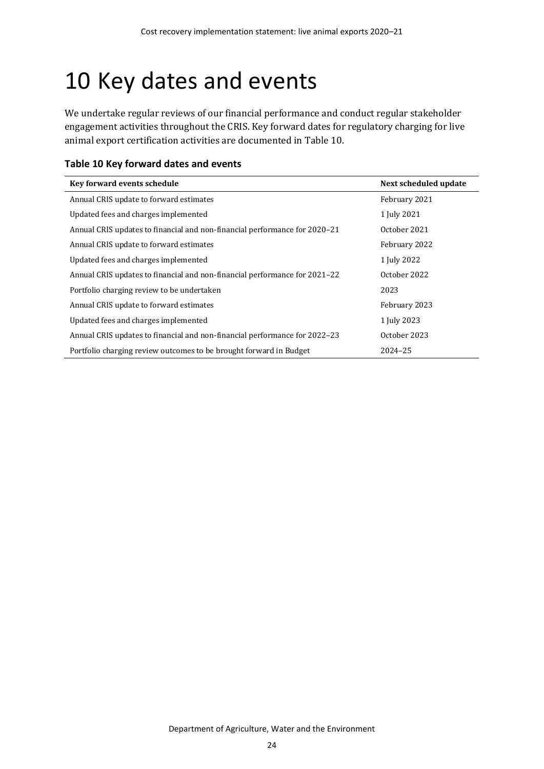# 10 Key dates and events

We undertake regular reviews of our financial performance and conduct regular stakeholder engagement activities throughout the CRIS. Key forward dates for regulatory charging for live animal export certification activities are documented in Table 10.

### Table 10 Key forward dates and events

| Key forward events schedule | Next scheduled update |
|---|---|
| Annual CRIS update to forward estimates | February 2021 |
| Updated fees and charges implemented | 1 July 2021 |
| Annual CRIS updates to financial and non-financial performance for 2020–21 | October 2021 |
| Annual CRIS update to forward estimates | February 2022 |
| Updated fees and charges implemented | 1 July 2022 |
| Annual CRIS updates to financial and non-financial performance for 2021–22 | October 2022 |
| Portfolio charging review to be undertaken | 2023 |
| Annual CRIS update to forward estimates | February 2023 |
| Updated fees and charges implemented | 1 July 2023 |
| Annual CRIS updates to financial and non-financial performance for 2022–23 | October 2023 |
| Portfolio charging review outcomes to be brought forward in Budget | 2024–25 |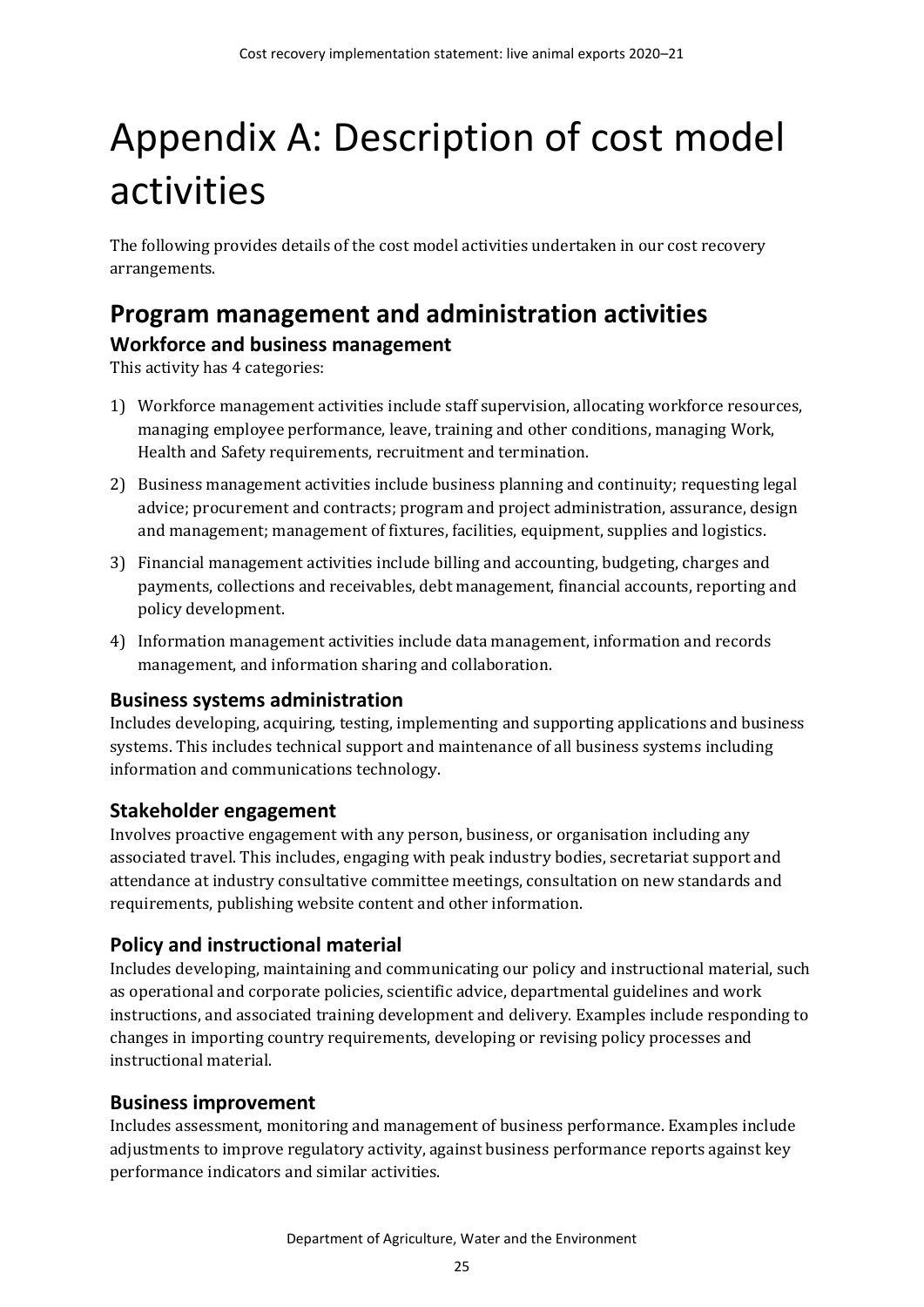# Appendix A: Description of cost model activities

The following provides details of the cost model activities undertaken in our cost recovery arrangements.

## Program management and administration activities

### Workforce and business management

This activity has 4 categories:

1) Workforce management activities include staff supervision, allocating workforce resources, managing employee performance, leave, training and other conditions, managing Work, Health and Safety requirements, recruitment and termination.
2) Business management activities include business planning and continuity; requesting legal advice; procurement and contracts; program and project administration, assurance, design and management; management of fixtures, facilities, equipment, supplies and logistics.
3) Financial management activities include billing and accounting, budgeting, charges and payments, collections and receivables, debt management, financial accounts, reporting and policy development.
4) Information management activities include data management, information and records management, and information sharing and collaboration.

### Business systems administration

Includes developing, acquiring, testing, implementing and supporting applications and business systems. This includes technical support and maintenance of all business systems including information and communications technology.

### Stakeholder engagement

Involves proactive engagement with any person, business, or organisation including any associated travel. This includes, engaging with peak industry bodies, secretariat support and attendance at industry consultative committee meetings, consultation on new standards and requirements, publishing website content and other information.

### Policy and instructional material

Includes developing, maintaining and communicating our policy and instructional material, such as operational and corporate policies, scientific advice, departmental guidelines and work instructions, and associated training development and delivery. Examples include responding to changes in importing country requirements, developing or revising policy processes and instructional material.

### Business improvement

Includes assessment, monitoring and management of business performance. Examples include adjustments to improve regulatory activity, against business performance reports against key performance indicators and similar activities.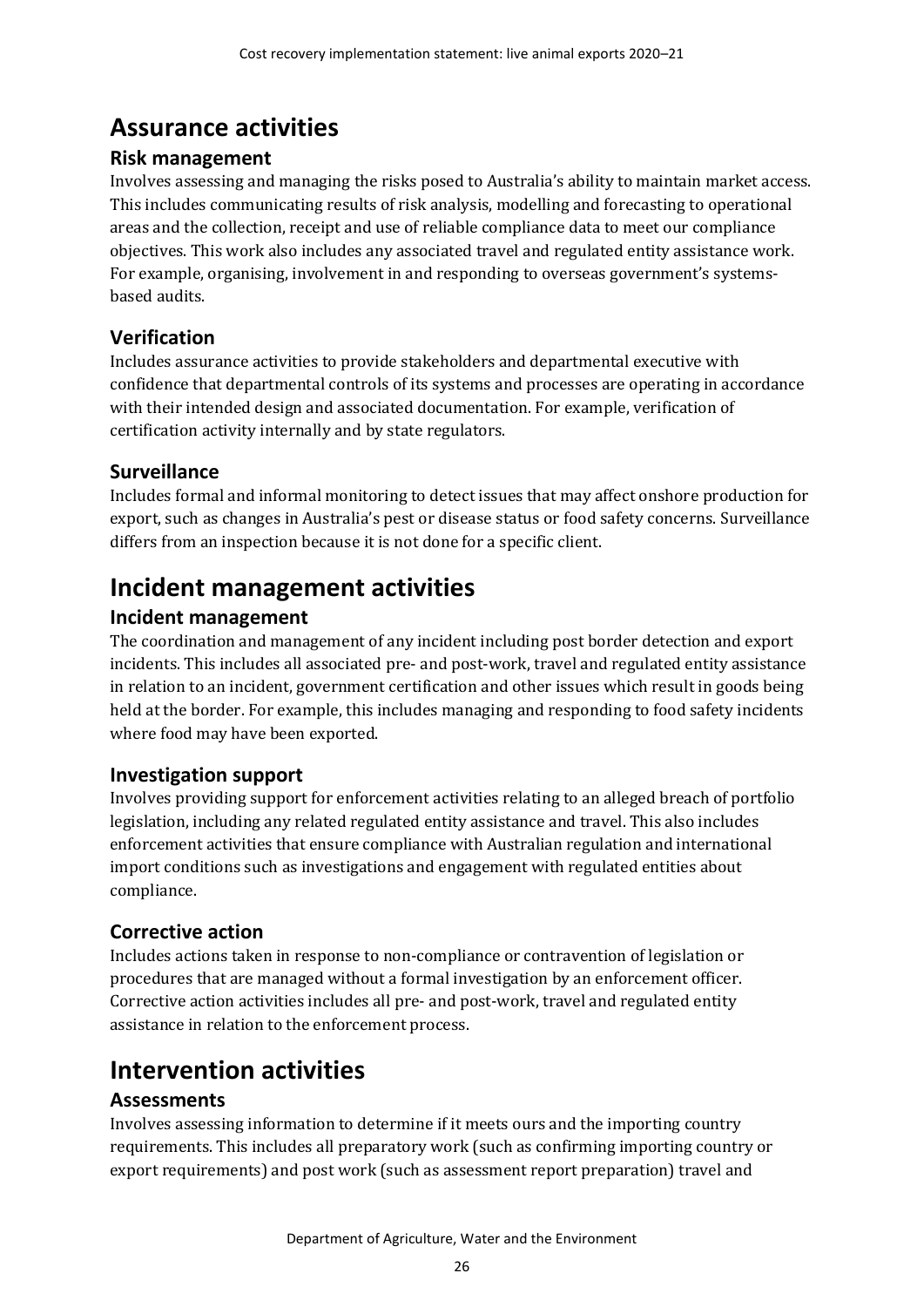# Assurance activities

## Risk management

Involves assessing and managing the risks posed to Australia's ability to maintain market access. This includes communicating results of risk analysis, modelling and forecasting to operational areas and the collection, receipt and use of reliable compliance data to meet our compliance objectives. This work also includes any associated travel and regulated entity assistance work. For example, organising, involvement in and responding to overseas government's systems-based audits.

## Verification

Includes assurance activities to provide stakeholders and departmental executive with confidence that departmental controls of its systems and processes are operating in accordance with their intended design and associated documentation. For example, verification of certification activity internally and by state regulators.

## Surveillance

Includes formal and informal monitoring to detect issues that may affect onshore production for export, such as changes in Australia's pest or disease status or food safety concerns. Surveillance differs from an inspection because it is not done for a specific client.

# Incident management activities

## Incident management

The coordination and management of any incident including post border detection and export incidents. This includes all associated pre- and post-work, travel and regulated entity assistance in relation to an incident, government certification and other issues which result in goods being held at the border. For example, this includes managing and responding to food safety incidents where food may have been exported.

## Investigation support

Involves providing support for enforcement activities relating to an alleged breach of portfolio legislation, including any related regulated entity assistance and travel. This also includes enforcement activities that ensure compliance with Australian regulation and international import conditions such as investigations and engagement with regulated entities about compliance.

## Corrective action

Includes actions taken in response to non-compliance or contravention of legislation or procedures that are managed without a formal investigation by an enforcement officer. Corrective action activities includes all pre- and post-work, travel and regulated entity assistance in relation to the enforcement process.

# Intervention activities

## Assessments

Involves assessing information to determine if it meets ours and the importing country requirements. This includes all preparatory work (such as confirming importing country or export requirements) and post work (such as assessment report preparation) travel and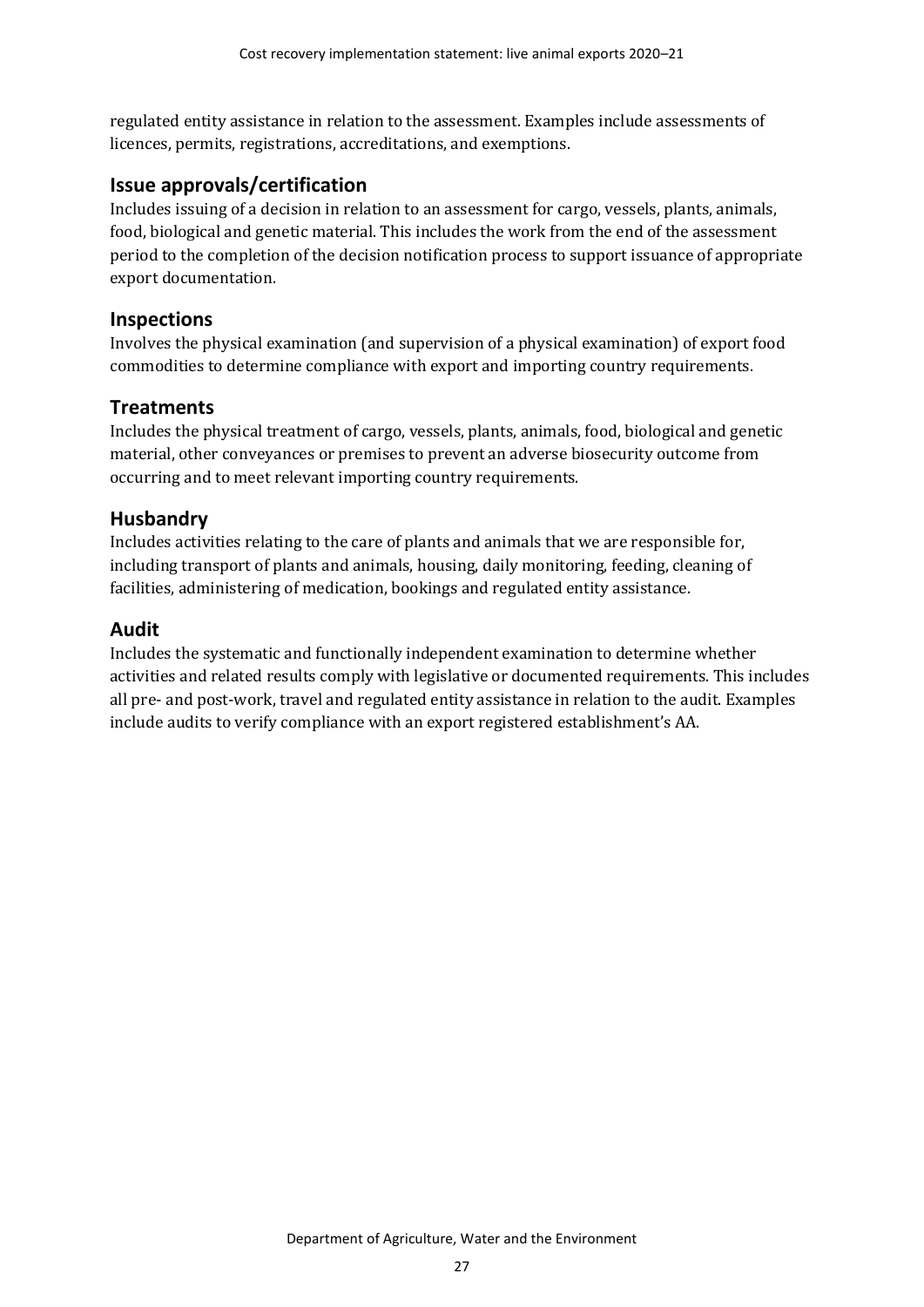regulated entity assistance in relation to the assessment. Examples include assessments of licences, permits, registrations, accreditations, and exemptions.

## Issue approvals/certification

Includes issuing of a decision in relation to an assessment for cargo, vessels, plants, animals, food, biological and genetic material. This includes the work from the end of the assessment period to the completion of the decision notification process to support issuance of appropriate export documentation.

## Inspections

Involves the physical examination (and supervision of a physical examination) of export food commodities to determine compliance with export and importing country requirements.

## Treatments

Includes the physical treatment of cargo, vessels, plants, animals, food, biological and genetic material, other conveyances or premises to prevent an adverse biosecurity outcome from occurring and to meet relevant importing country requirements.

## Husbandry

Includes activities relating to the care of plants and animals that we are responsible for, including transport of plants and animals, housing, daily monitoring, feeding, cleaning of facilities, administering of medication, bookings and regulated entity assistance.

## Audit

Includes the systematic and functionally independent examination to determine whether activities and related results comply with legislative or documented requirements. This includes all pre- and post-work, travel and regulated entity assistance in relation to the audit. Examples include audits to verify compliance with an export registered establishment's AA.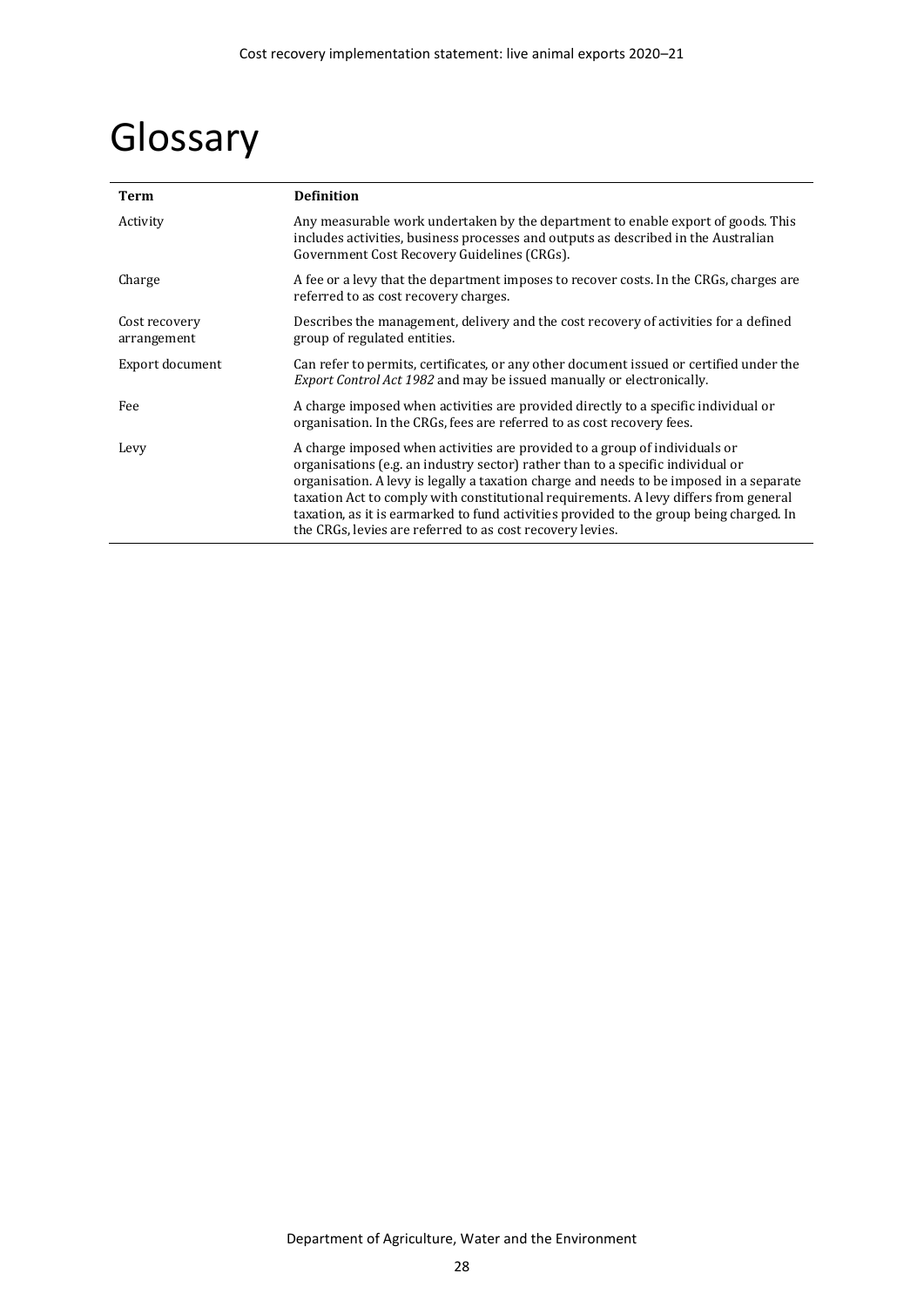# Glossary

| Term | Definition |
|---|---|
| Activity | Any measurable work undertaken by the department to enable export of goods. This includes activities, business processes and outputs as described in the Australian Government Cost Recovery Guidelines (CRGs). |
| Charge | A fee or a levy that the department imposes to recover costs. In the CRGs, charges are referred to as cost recovery charges. |
| Cost recovery arrangement | Describes the management, delivery and the cost recovery of activities for a defined group of regulated entities. |
| Export document | Can refer to permits, certificates, or any other document issued or certified under the *Export Control Act 1982* and may be issued manually or electronically. |
| Fee | A charge imposed when activities are provided directly to a specific individual or organisation. In the CRGs, fees are referred to as cost recovery fees. |
| Levy | A charge imposed when activities are provided to a group of individuals or organisations (e.g. an industry sector) rather than to a specific individual or organisation. A levy is legally a taxation charge and needs to be imposed in a separate taxation Act to comply with constitutional requirements. A levy differs from general taxation, as it is earmarked to fund activities provided to the group being charged. In the CRGs, levies are referred to as cost recovery levies. |